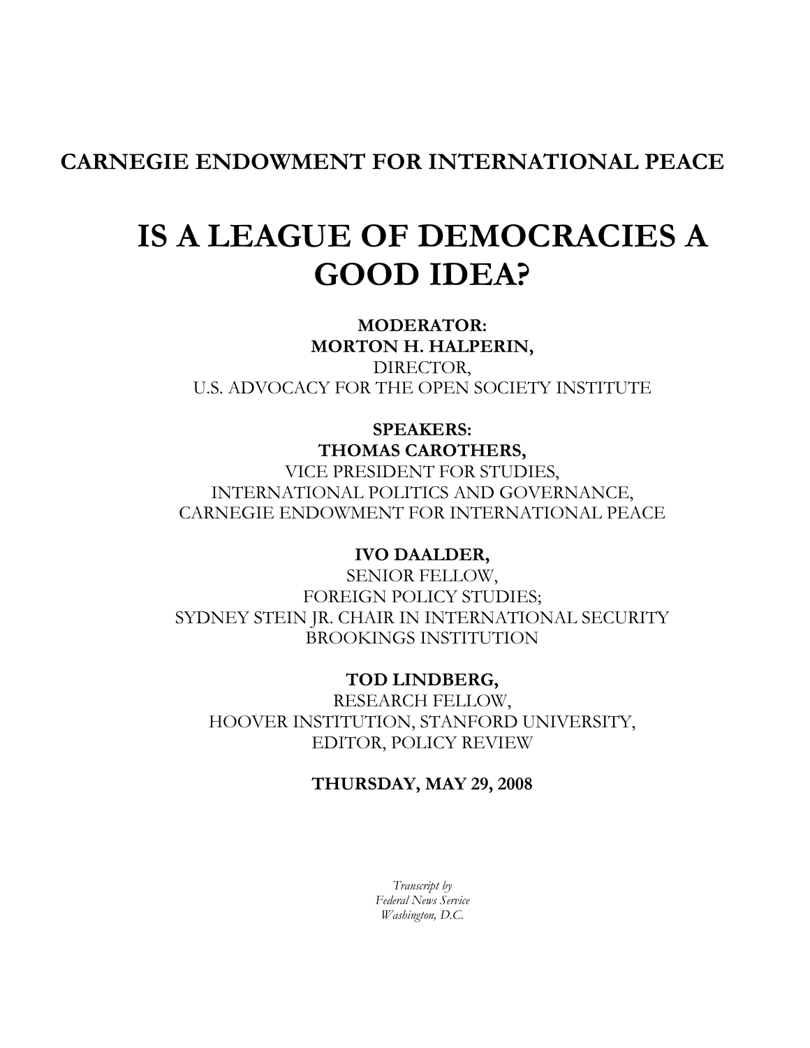# CARNEGIE ENDOWMENT FOR INTERNATIONAL PEACE

# IS A LEAGUE OF DEMOCRACIES A GOOD IDEA?

**MODERATOR:**
**MORTON H. HALPERIN,**
DIRECTOR,
U.S. ADVOCACY FOR THE OPEN SOCIETY INSTITUTE

**SPEAKERS:**
**THOMAS CAROTHERS,**
VICE PRESIDENT FOR STUDIES,
INTERNATIONAL POLITICS AND GOVERNANCE,
CARNEGIE ENDOWMENT FOR INTERNATIONAL PEACE

**IVO DAALDER,**
SENIOR FELLOW,
FOREIGN POLICY STUDIES;
SYDNEY STEIN JR. CHAIR IN INTERNATIONAL SECURITY
BROOKINGS INSTITUTION

**TOD LINDBERG,**
RESEARCH FELLOW,
HOOVER INSTITUTION, STANFORD UNIVERSITY,
EDITOR, POLICY REVIEW

**THURSDAY, MAY 29, 2008**

*Transcript by*
*Federal News Service*
*Washington, D.C.*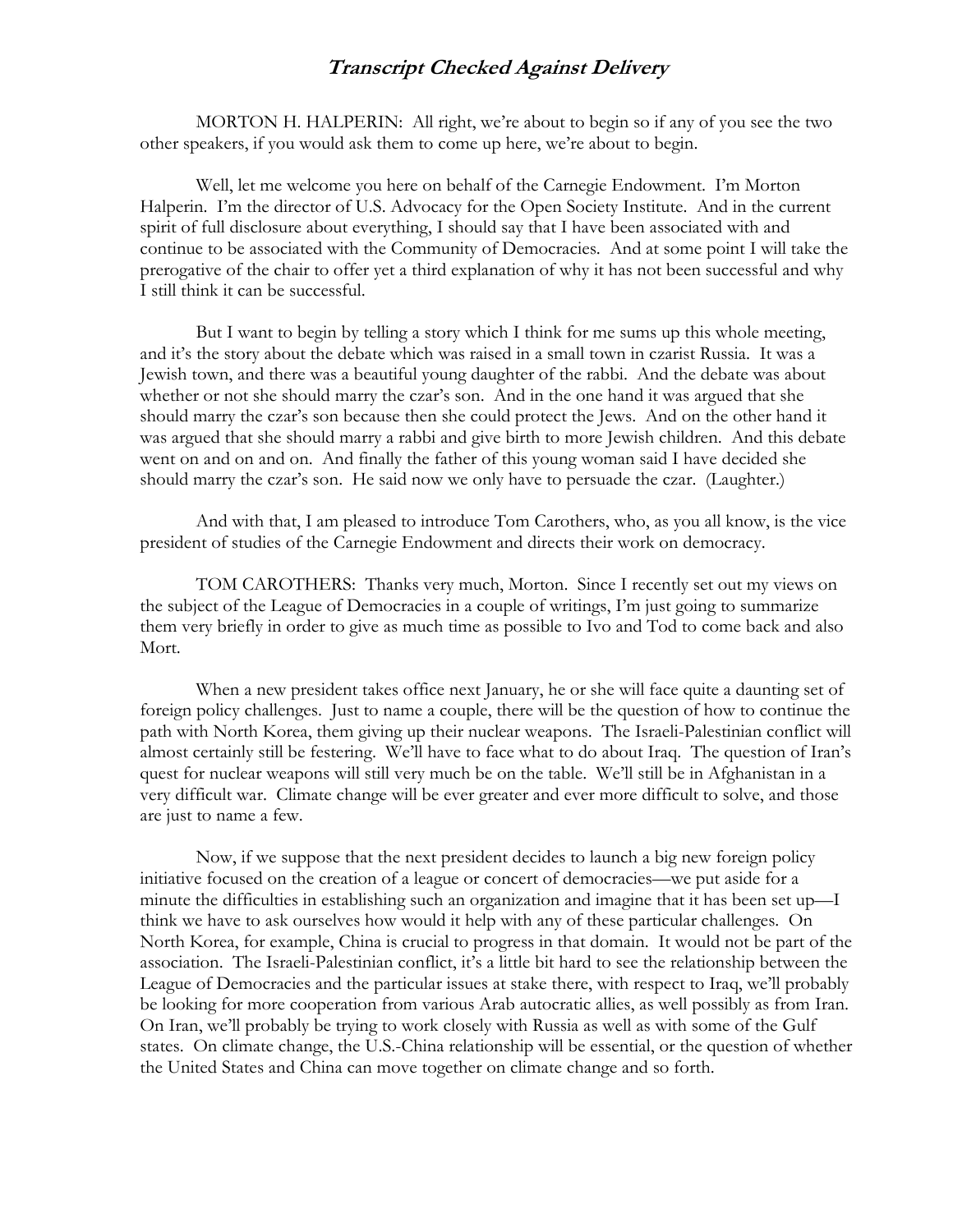***Transcript Checked Against Delivery***

MORTON H. HALPERIN: All right, we're about to begin so if any of you see the two other speakers, if you would ask them to come up here, we're about to begin.

Well, let me welcome you here on behalf of the Carnegie Endowment. I'm Morton Halperin. I'm the director of U.S. Advocacy for the Open Society Institute. And in the current spirit of full disclosure about everything, I should say that I have been associated with and continue to be associated with the Community of Democracies. And at some point I will take the prerogative of the chair to offer yet a third explanation of why it has not been successful and why I still think it can be successful.

But I want to begin by telling a story which I think for me sums up this whole meeting, and it's the story about the debate which was raised in a small town in czarist Russia. It was a Jewish town, and there was a beautiful young daughter of the rabbi. And the debate was about whether or not she should marry the czar's son. And in the one hand it was argued that she should marry the czar's son because then she could protect the Jews. And on the other hand it was argued that she should marry a rabbi and give birth to more Jewish children. And this debate went on and on and on. And finally the father of this young woman said I have decided she should marry the czar's son. He said now we only have to persuade the czar. (Laughter.)

And with that, I am pleased to introduce Tom Carothers, who, as you all know, is the vice president of studies of the Carnegie Endowment and directs their work on democracy.

TOM CAROTHERS: Thanks very much, Morton. Since I recently set out my views on the subject of the League of Democracies in a couple of writings, I'm just going to summarize them very briefly in order to give as much time as possible to Ivo and Tod to come back and also Mort.

When a new president takes office next January, he or she will face quite a daunting set of foreign policy challenges. Just to name a couple, there will be the question of how to continue the path with North Korea, them giving up their nuclear weapons. The Israeli-Palestinian conflict will almost certainly still be festering. We'll have to face what to do about Iraq. The question of Iran's quest for nuclear weapons will still very much be on the table. We'll still be in Afghanistan in a very difficult war. Climate change will be ever greater and ever more difficult to solve, and those are just to name a few.

Now, if we suppose that the next president decides to launch a big new foreign policy initiative focused on the creation of a league or concert of democracies—we put aside for a minute the difficulties in establishing such an organization and imagine that it has been set up—I think we have to ask ourselves how would it help with any of these particular challenges. On North Korea, for example, China is crucial to progress in that domain. It would not be part of the association. The Israeli-Palestinian conflict, it's a little bit hard to see the relationship between the League of Democracies and the particular issues at stake there, with respect to Iraq, we'll probably be looking for more cooperation from various Arab autocratic allies, as well possibly as from Iran. On Iran, we'll probably be trying to work closely with Russia as well as with some of the Gulf states. On climate change, the U.S.-China relationship will be essential, or the question of whether the United States and China can move together on climate change and so forth.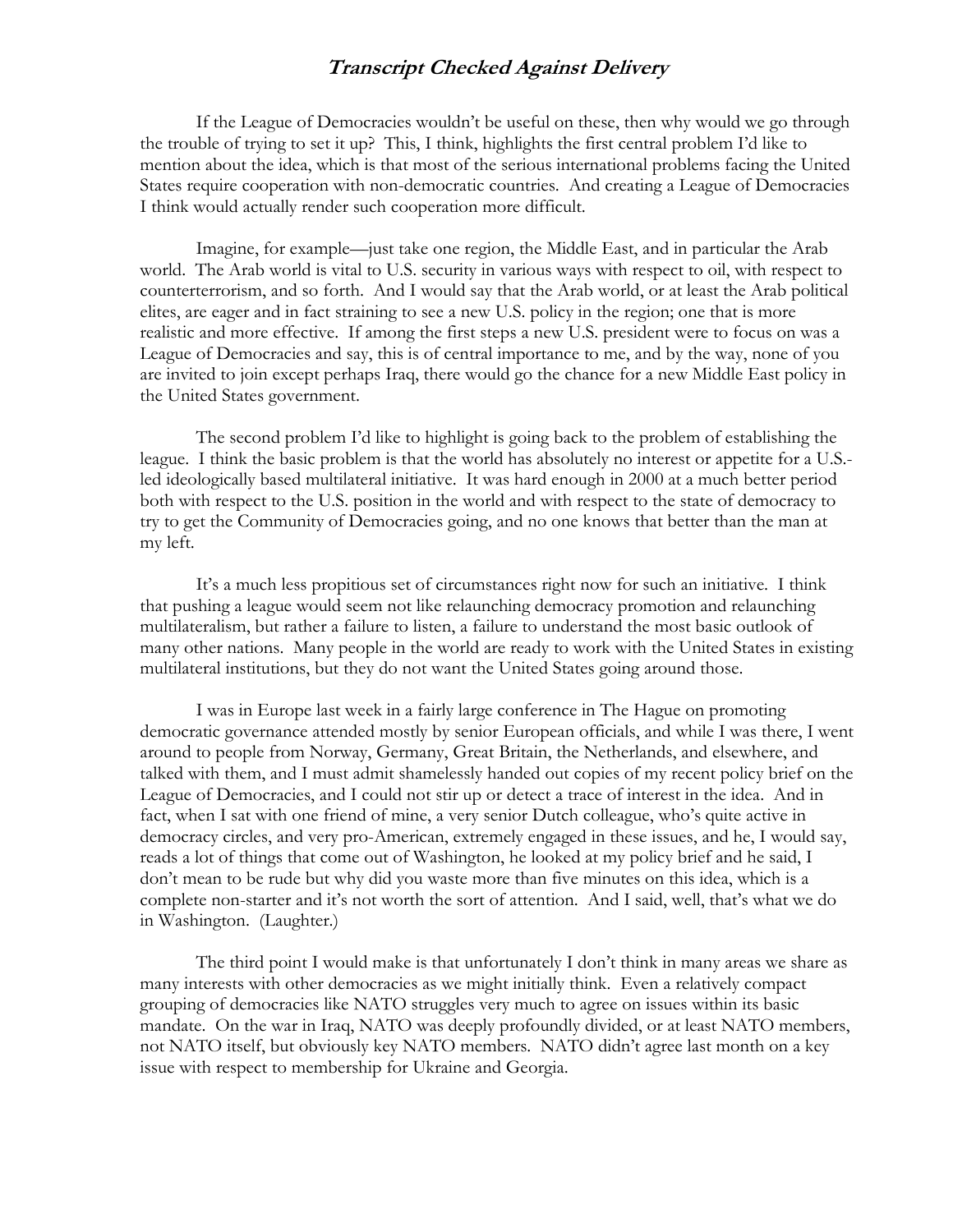If the League of Democracies wouldn't be useful on these, then why would we go through the trouble of trying to set it up? This, I think, highlights the first central problem I'd like to mention about the idea, which is that most of the serious international problems facing the United States require cooperation with non-democratic countries. And creating a League of Democracies I think would actually render such cooperation more difficult.

Imagine, for example—just take one region, the Middle East, and in particular the Arab world. The Arab world is vital to U.S. security in various ways with respect to oil, with respect to counterterrorism, and so forth. And I would say that the Arab world, or at least the Arab political elites, are eager and in fact straining to see a new U.S. policy in the region; one that is more realistic and more effective. If among the first steps a new U.S. president were to focus on was a League of Democracies and say, this is of central importance to me, and by the way, none of you are invited to join except perhaps Iraq, there would go the chance for a new Middle East policy in the United States government.

The second problem I'd like to highlight is going back to the problem of establishing the league. I think the basic problem is that the world has absolutely no interest or appetite for a U.S.-led ideologically based multilateral initiative. It was hard enough in 2000 at a much better period both with respect to the U.S. position in the world and with respect to the state of democracy to try to get the Community of Democracies going, and no one knows that better than the man at my left.

It's a much less propitious set of circumstances right now for such an initiative. I think that pushing a league would seem not like relaunching democracy promotion and relaunching multilateralism, but rather a failure to listen, a failure to understand the most basic outlook of many other nations. Many people in the world are ready to work with the United States in existing multilateral institutions, but they do not want the United States going around those.

I was in Europe last week in a fairly large conference in The Hague on promoting democratic governance attended mostly by senior European officials, and while I was there, I went around to people from Norway, Germany, Great Britain, the Netherlands, and elsewhere, and talked with them, and I must admit shamelessly handed out copies of my recent policy brief on the League of Democracies, and I could not stir up or detect a trace of interest in the idea. And in fact, when I sat with one friend of mine, a very senior Dutch colleague, who's quite active in democracy circles, and very pro-American, extremely engaged in these issues, and he, I would say, reads a lot of things that come out of Washington, he looked at my policy brief and he said, I don't mean to be rude but why did you waste more than five minutes on this idea, which is a complete non-starter and it's not worth the sort of attention. And I said, well, that's what we do in Washington. (Laughter.)

The third point I would make is that unfortunately I don't think in many areas we share as many interests with other democracies as we might initially think. Even a relatively compact grouping of democracies like NATO struggles very much to agree on issues within its basic mandate. On the war in Iraq, NATO was deeply profoundly divided, or at least NATO members, not NATO itself, but obviously key NATO members. NATO didn't agree last month on a key issue with respect to membership for Ukraine and Georgia.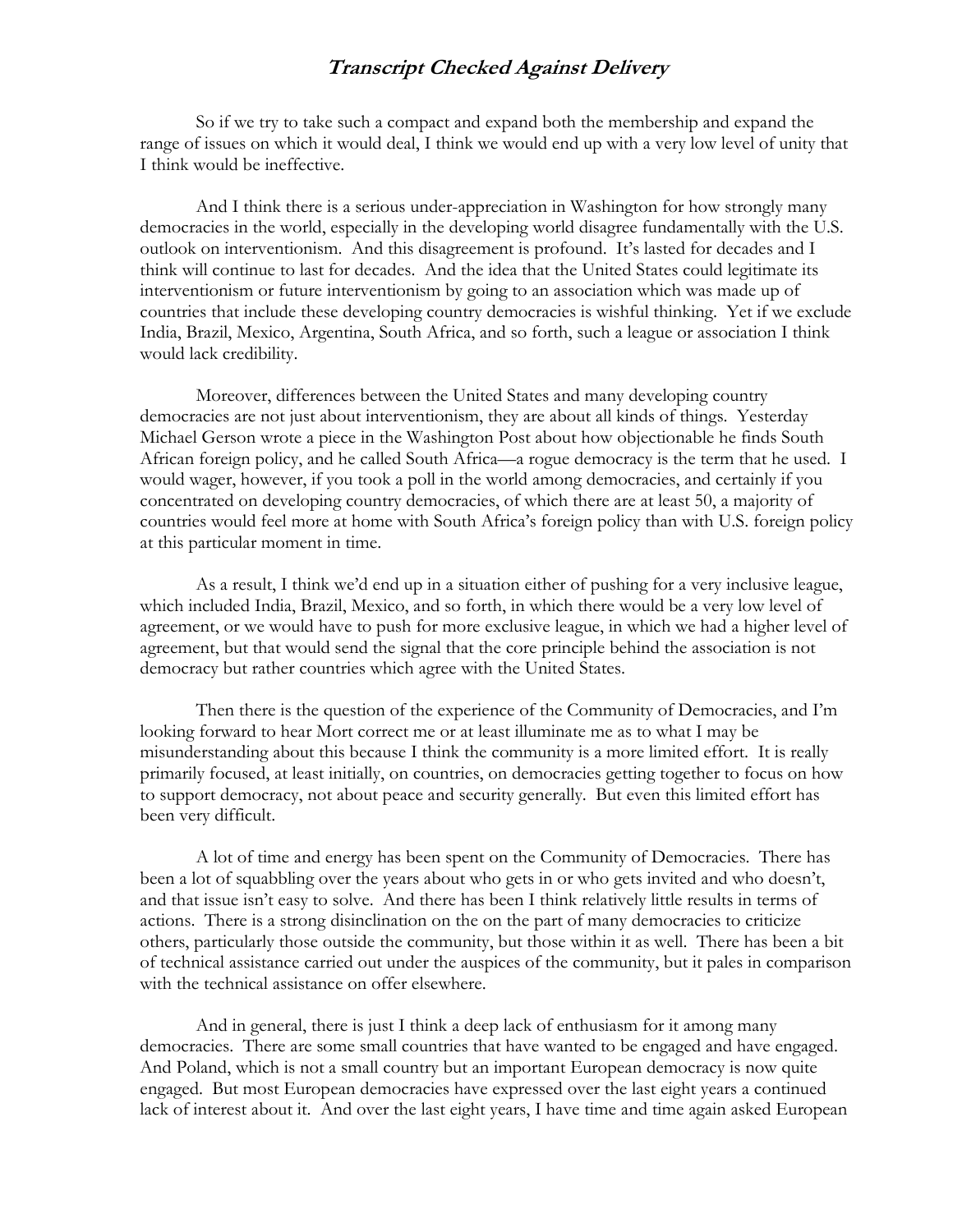So if we try to take such a compact and expand both the membership and expand the range of issues on which it would deal, I think we would end up with a very low level of unity that I think would be ineffective.

And I think there is a serious under-appreciation in Washington for how strongly many democracies in the world, especially in the developing world disagree fundamentally with the U.S. outlook on interventionism. And this disagreement is profound. It's lasted for decades and I think will continue to last for decades. And the idea that the United States could legitimate its interventionism or future interventionism by going to an association which was made up of countries that include these developing country democracies is wishful thinking. Yet if we exclude India, Brazil, Mexico, Argentina, South Africa, and so forth, such a league or association I think would lack credibility.

Moreover, differences between the United States and many developing country democracies are not just about interventionism, they are about all kinds of things. Yesterday Michael Gerson wrote a piece in the Washington Post about how objectionable he finds South African foreign policy, and he called South Africa—a rogue democracy is the term that he used. I would wager, however, if you took a poll in the world among democracies, and certainly if you concentrated on developing country democracies, of which there are at least 50, a majority of countries would feel more at home with South Africa's foreign policy than with U.S. foreign policy at this particular moment in time.

As a result, I think we'd end up in a situation either of pushing for a very inclusive league, which included India, Brazil, Mexico, and so forth, in which there would be a very low level of agreement, or we would have to push for more exclusive league, in which we had a higher level of agreement, but that would send the signal that the core principle behind the association is not democracy but rather countries which agree with the United States.

Then there is the question of the experience of the Community of Democracies, and I'm looking forward to hear Mort correct me or at least illuminate me as to what I may be misunderstanding about this because I think the community is a more limited effort. It is really primarily focused, at least initially, on countries, on democracies getting together to focus on how to support democracy, not about peace and security generally. But even this limited effort has been very difficult.

A lot of time and energy has been spent on the Community of Democracies. There has been a lot of squabbling over the years about who gets in or who gets invited and who doesn't, and that issue isn't easy to solve. And there has been I think relatively little results in terms of actions. There is a strong disinclination on the on the part of many democracies to criticize others, particularly those outside the community, but those within it as well. There has been a bit of technical assistance carried out under the auspices of the community, but it pales in comparison with the technical assistance on offer elsewhere.

And in general, there is just I think a deep lack of enthusiasm for it among many democracies. There are some small countries that have wanted to be engaged and have engaged. And Poland, which is not a small country but an important European democracy is now quite engaged. But most European democracies have expressed over the last eight years a continued lack of interest about it. And over the last eight years, I have time and time again asked European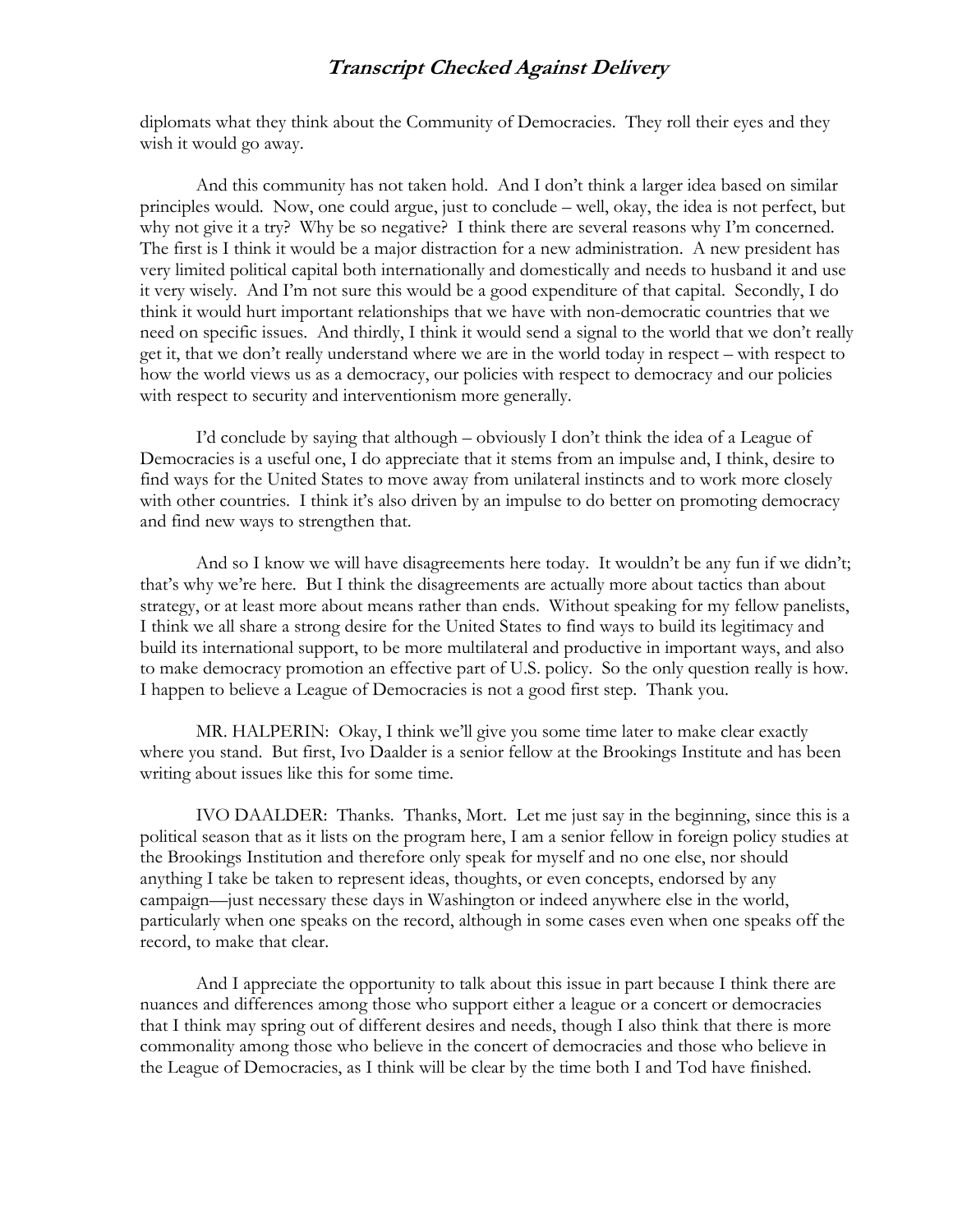diplomats what they think about the Community of Democracies. They roll their eyes and they wish it would go away.

And this community has not taken hold. And I don't think a larger idea based on similar principles would. Now, one could argue, just to conclude – well, okay, the idea is not perfect, but why not give it a try? Why be so negative? I think there are several reasons why I'm concerned. The first is I think it would be a major distraction for a new administration. A new president has very limited political capital both internationally and domestically and needs to husband it and use it very wisely. And I'm not sure this would be a good expenditure of that capital. Secondly, I do think it would hurt important relationships that we have with non-democratic countries that we need on specific issues. And thirdly, I think it would send a signal to the world that we don't really get it, that we don't really understand where we are in the world today in respect – with respect to how the world views us as a democracy, our policies with respect to democracy and our policies with respect to security and interventionism more generally.

I'd conclude by saying that although – obviously I don't think the idea of a League of Democracies is a useful one, I do appreciate that it stems from an impulse and, I think, desire to find ways for the United States to move away from unilateral instincts and to work more closely with other countries. I think it's also driven by an impulse to do better on promoting democracy and find new ways to strengthen that.

And so I know we will have disagreements here today. It wouldn't be any fun if we didn't; that's why we're here. But I think the disagreements are actually more about tactics than about strategy, or at least more about means rather than ends. Without speaking for my fellow panelists, I think we all share a strong desire for the United States to find ways to build its legitimacy and build its international support, to be more multilateral and productive in important ways, and also to make democracy promotion an effective part of U.S. policy. So the only question really is how. I happen to believe a League of Democracies is not a good first step. Thank you.

MR. HALPERIN: Okay, I think we'll give you some time later to make clear exactly where you stand. But first, Ivo Daalder is a senior fellow at the Brookings Institute and has been writing about issues like this for some time.

IVO DAALDER: Thanks. Thanks, Mort. Let me just say in the beginning, since this is a political season that as it lists on the program here, I am a senior fellow in foreign policy studies at the Brookings Institution and therefore only speak for myself and no one else, nor should anything I take be taken to represent ideas, thoughts, or even concepts, endorsed by any campaign—just necessary these days in Washington or indeed anywhere else in the world, particularly when one speaks on the record, although in some cases even when one speaks off the record, to make that clear.

And I appreciate the opportunity to talk about this issue in part because I think there are nuances and differences among those who support either a league or a concert or democracies that I think may spring out of different desires and needs, though I also think that there is more commonality among those who believe in the concert of democracies and those who believe in the League of Democracies, as I think will be clear by the time both I and Tod have finished.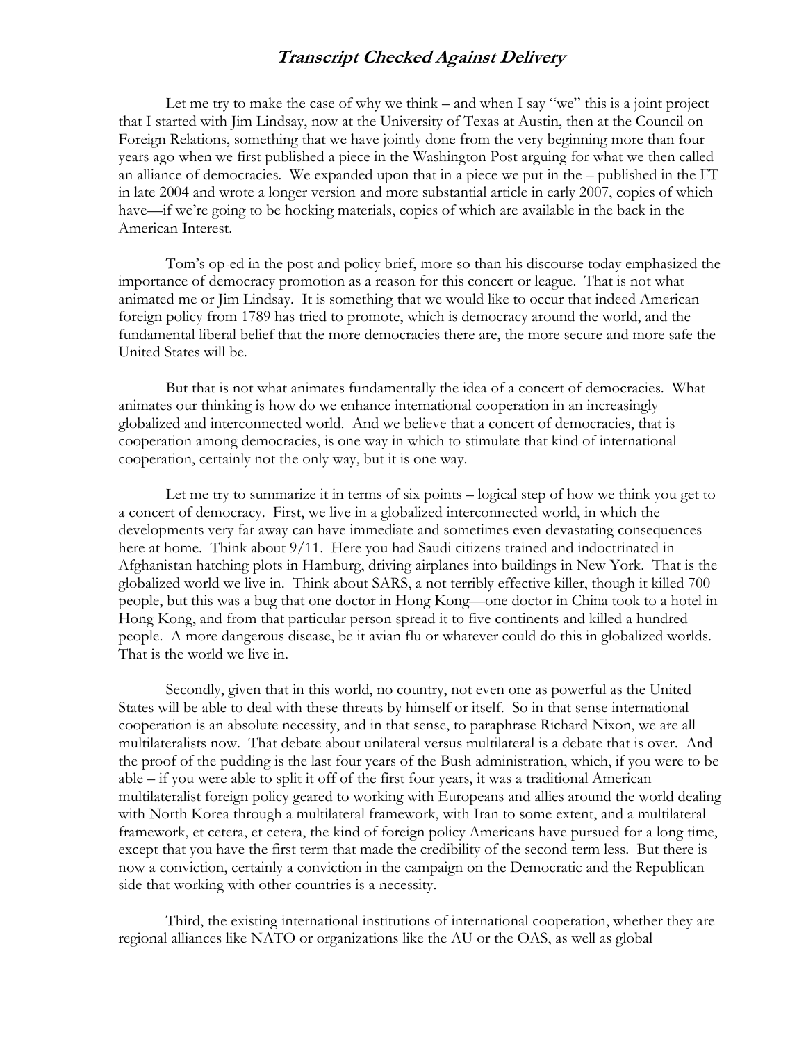Let me try to make the case of why we think – and when I say "we" this is a joint project that I started with Jim Lindsay, now at the University of Texas at Austin, then at the Council on Foreign Relations, something that we have jointly done from the very beginning more than four years ago when we first published a piece in the Washington Post arguing for what we then called an alliance of democracies. We expanded upon that in a piece we put in the – published in the FT in late 2004 and wrote a longer version and more substantial article in early 2007, copies of which have—if we're going to be hocking materials, copies of which are available in the back in the American Interest.

Tom's op-ed in the post and policy brief, more so than his discourse today emphasized the importance of democracy promotion as a reason for this concert or league. That is not what animated me or Jim Lindsay. It is something that we would like to occur that indeed American foreign policy from 1789 has tried to promote, which is democracy around the world, and the fundamental liberal belief that the more democracies there are, the more secure and more safe the United States will be.

But that is not what animates fundamentally the idea of a concert of democracies. What animates our thinking is how do we enhance international cooperation in an increasingly globalized and interconnected world. And we believe that a concert of democracies, that is cooperation among democracies, is one way in which to stimulate that kind of international cooperation, certainly not the only way, but it is one way.

Let me try to summarize it in terms of six points – logical step of how we think you get to a concert of democracy. First, we live in a globalized interconnected world, in which the developments very far away can have immediate and sometimes even devastating consequences here at home. Think about 9/11. Here you had Saudi citizens trained and indoctrinated in Afghanistan hatching plots in Hamburg, driving airplanes into buildings in New York. That is the globalized world we live in. Think about SARS, a not terribly effective killer, though it killed 700 people, but this was a bug that one doctor in Hong Kong—one doctor in China took to a hotel in Hong Kong, and from that particular person spread it to five continents and killed a hundred people. A more dangerous disease, be it avian flu or whatever could do this in globalized worlds. That is the world we live in.

Secondly, given that in this world, no country, not even one as powerful as the United States will be able to deal with these threats by himself or itself. So in that sense international cooperation is an absolute necessity, and in that sense, to paraphrase Richard Nixon, we are all multilateralists now. That debate about unilateral versus multilateral is a debate that is over. And the proof of the pudding is the last four years of the Bush administration, which, if you were to be able – if you were able to split it off of the first four years, it was a traditional American multilateralist foreign policy geared to working with Europeans and allies around the world dealing with North Korea through a multilateral framework, with Iran to some extent, and a multilateral framework, et cetera, et cetera, the kind of foreign policy Americans have pursued for a long time, except that you have the first term that made the credibility of the second term less. But there is now a conviction, certainly a conviction in the campaign on the Democratic and the Republican side that working with other countries is a necessity.

Third, the existing international institutions of international cooperation, whether they are regional alliances like NATO or organizations like the AU or the OAS, as well as global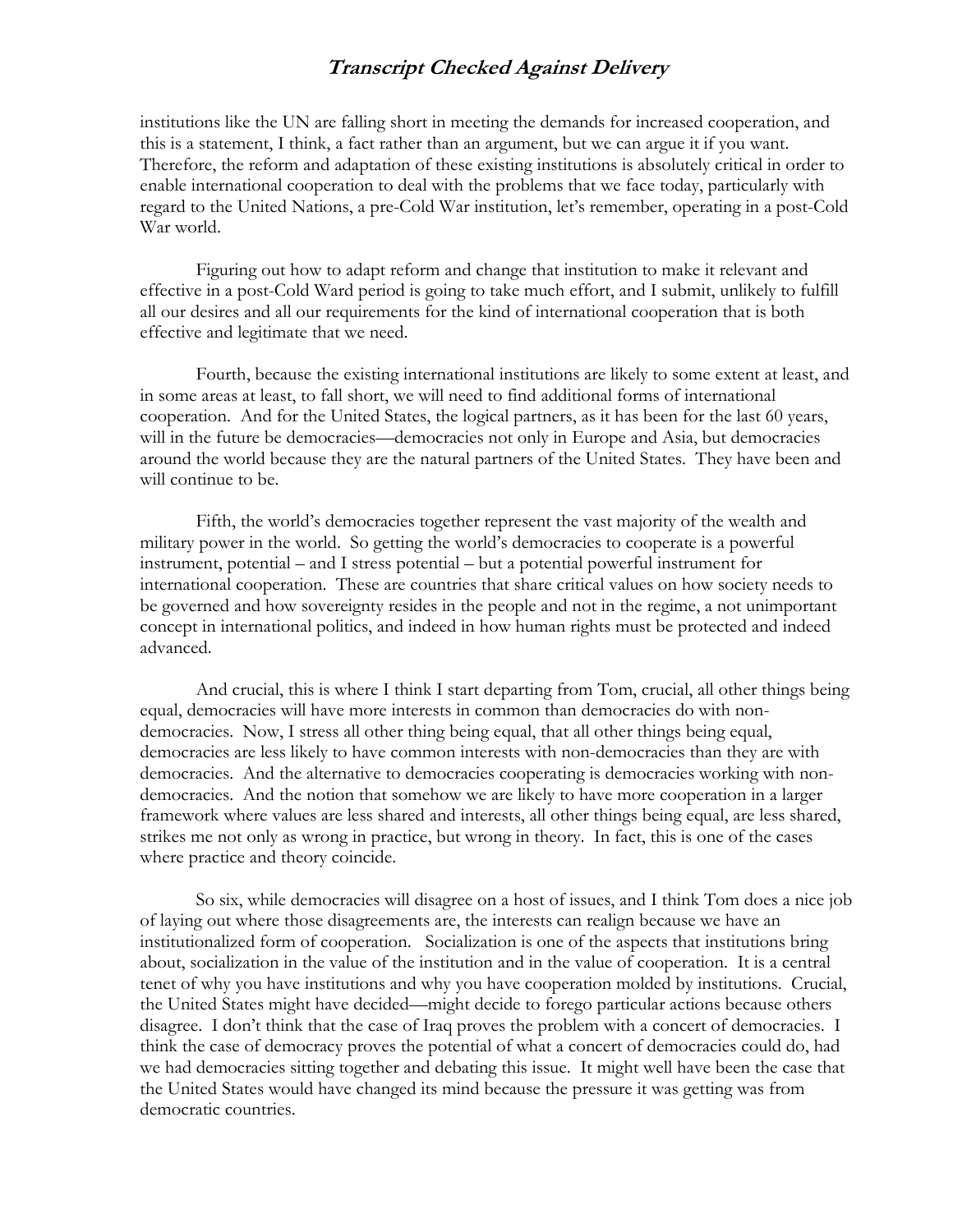institutions like the UN are falling short in meeting the demands for increased cooperation, and this is a statement, I think, a fact rather than an argument, but we can argue it if you want. Therefore, the reform and adaptation of these existing institutions is absolutely critical in order to enable international cooperation to deal with the problems that we face today, particularly with regard to the United Nations, a pre-Cold War institution, let's remember, operating in a post-Cold War world.

Figuring out how to adapt reform and change that institution to make it relevant and effective in a post-Cold Ward period is going to take much effort, and I submit, unlikely to fulfill all our desires and all our requirements for the kind of international cooperation that is both effective and legitimate that we need.

Fourth, because the existing international institutions are likely to some extent at least, and in some areas at least, to fall short, we will need to find additional forms of international cooperation. And for the United States, the logical partners, as it has been for the last 60 years, will in the future be democracies—democracies not only in Europe and Asia, but democracies around the world because they are the natural partners of the United States. They have been and will continue to be.

Fifth, the world's democracies together represent the vast majority of the wealth and military power in the world. So getting the world's democracies to cooperate is a powerful instrument, potential – and I stress potential – but a potential powerful instrument for international cooperation. These are countries that share critical values on how society needs to be governed and how sovereignty resides in the people and not in the regime, a not unimportant concept in international politics, and indeed in how human rights must be protected and indeed advanced.

And crucial, this is where I think I start departing from Tom, crucial, all other things being equal, democracies will have more interests in common than democracies do with non-democracies. Now, I stress all other thing being equal, that all other things being equal, democracies are less likely to have common interests with non-democracies than they are with democracies. And the alternative to democracies cooperating is democracies working with non-democracies. And the notion that somehow we are likely to have more cooperation in a larger framework where values are less shared and interests, all other things being equal, are less shared, strikes me not only as wrong in practice, but wrong in theory. In fact, this is one of the cases where practice and theory coincide.

So six, while democracies will disagree on a host of issues, and I think Tom does a nice job of laying out where those disagreements are, the interests can realign because we have an institutionalized form of cooperation. Socialization is one of the aspects that institutions bring about, socialization in the value of the institution and in the value of cooperation. It is a central tenet of why you have institutions and why you have cooperation molded by institutions. Crucial, the United States might have decided—might decide to forego particular actions because others disagree. I don't think that the case of Iraq proves the problem with a concert of democracies. I think the case of democracy proves the potential of what a concert of democracies could do, had we had democracies sitting together and debating this issue. It might well have been the case that the United States would have changed its mind because the pressure it was getting was from democratic countries.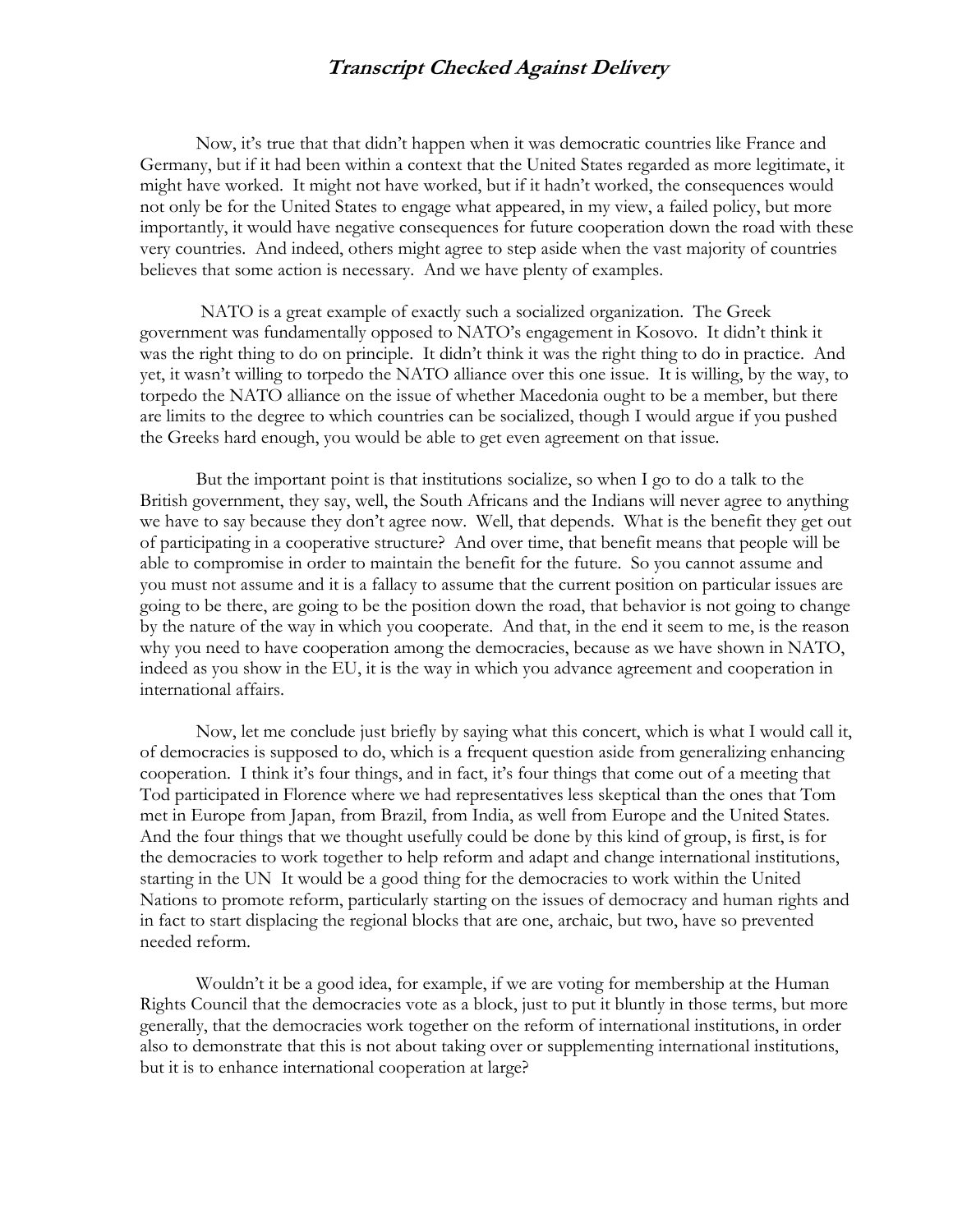Now, it's true that that didn't happen when it was democratic countries like France and Germany, but if it had been within a context that the United States regarded as more legitimate, it might have worked. It might not have worked, but if it hadn't worked, the consequences would not only be for the United States to engage what appeared, in my view, a failed policy, but more importantly, it would have negative consequences for future cooperation down the road with these very countries. And indeed, others might agree to step aside when the vast majority of countries believes that some action is necessary. And we have plenty of examples.

NATO is a great example of exactly such a socialized organization. The Greek government was fundamentally opposed to NATO's engagement in Kosovo. It didn't think it was the right thing to do on principle. It didn't think it was the right thing to do in practice. And yet, it wasn't willing to torpedo the NATO alliance over this one issue. It is willing, by the way, to torpedo the NATO alliance on the issue of whether Macedonia ought to be a member, but there are limits to the degree to which countries can be socialized, though I would argue if you pushed the Greeks hard enough, you would be able to get even agreement on that issue.

But the important point is that institutions socialize, so when I go to do a talk to the British government, they say, well, the South Africans and the Indians will never agree to anything we have to say because they don't agree now. Well, that depends. What is the benefit they get out of participating in a cooperative structure? And over time, that benefit means that people will be able to compromise in order to maintain the benefit for the future. So you cannot assume and you must not assume and it is a fallacy to assume that the current position on particular issues are going to be there, are going to be the position down the road, that behavior is not going to change by the nature of the way in which you cooperate. And that, in the end it seem to me, is the reason why you need to have cooperation among the democracies, because as we have shown in NATO, indeed as you show in the EU, it is the way in which you advance agreement and cooperation in international affairs.

Now, let me conclude just briefly by saying what this concert, which is what I would call it, of democracies is supposed to do, which is a frequent question aside from generalizing enhancing cooperation. I think it's four things, and in fact, it's four things that come out of a meeting that Tod participated in Florence where we had representatives less skeptical than the ones that Tom met in Europe from Japan, from Brazil, from India, as well from Europe and the United States. And the four things that we thought usefully could be done by this kind of group, is first, is for the democracies to work together to help reform and adapt and change international institutions, starting in the UN It would be a good thing for the democracies to work within the United Nations to promote reform, particularly starting on the issues of democracy and human rights and in fact to start displacing the regional blocks that are one, archaic, but two, have so prevented needed reform.

Wouldn't it be a good idea, for example, if we are voting for membership at the Human Rights Council that the democracies vote as a block, just to put it bluntly in those terms, but more generally, that the democracies work together on the reform of international institutions, in order also to demonstrate that this is not about taking over or supplementing international institutions, but it is to enhance international cooperation at large?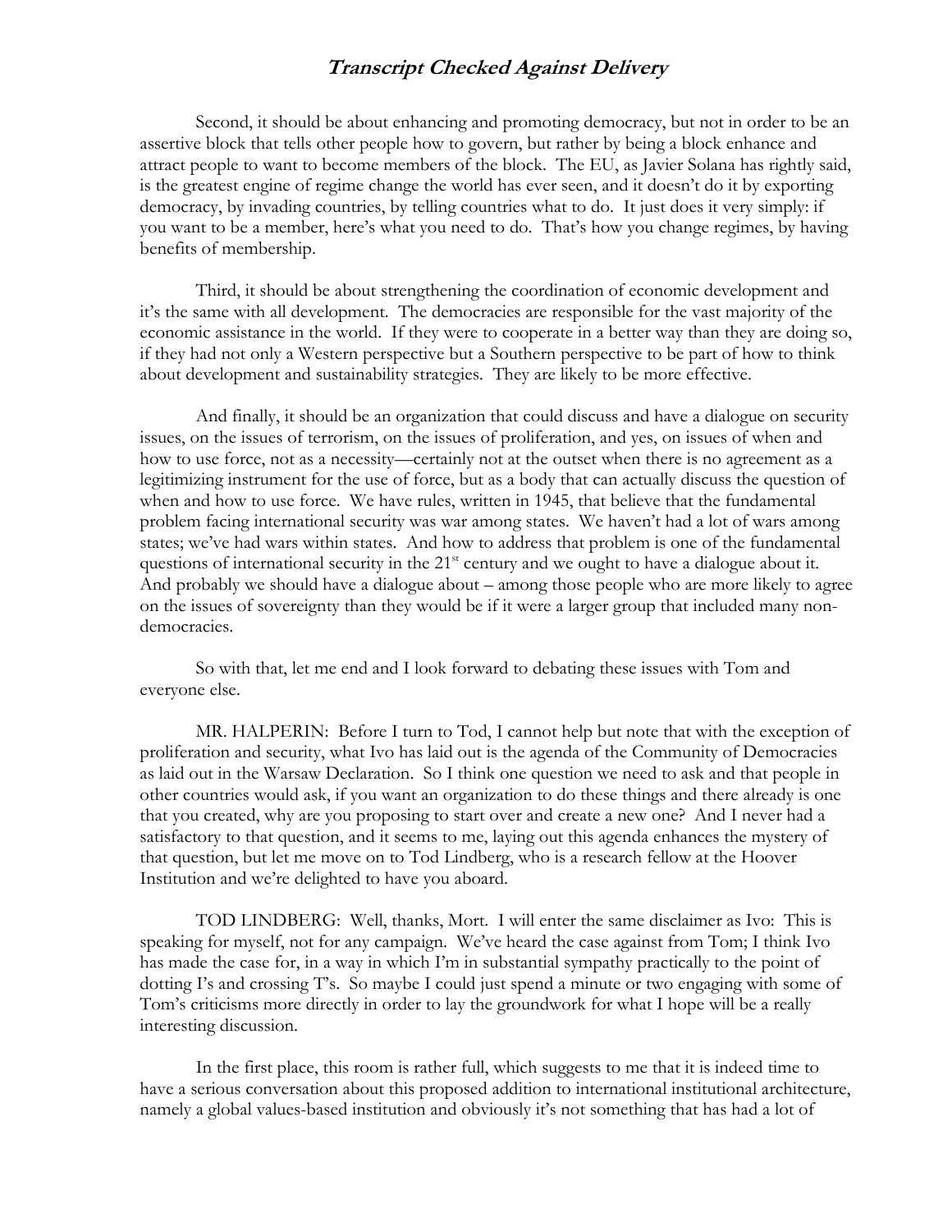Second, it should be about enhancing and promoting democracy, but not in order to be an assertive block that tells other people how to govern, but rather by being a block enhance and attract people to want to become members of the block. The EU, as Javier Solana has rightly said, is the greatest engine of regime change the world has ever seen, and it doesn't do it by exporting democracy, by invading countries, by telling countries what to do. It just does it very simply: if you want to be a member, here's what you need to do. That's how you change regimes, by having benefits of membership.

Third, it should be about strengthening the coordination of economic development and it's the same with all development. The democracies are responsible for the vast majority of the economic assistance in the world. If they were to cooperate in a better way than they are doing so, if they had not only a Western perspective but a Southern perspective to be part of how to think about development and sustainability strategies. They are likely to be more effective.

And finally, it should be an organization that could discuss and have a dialogue on security issues, on the issues of terrorism, on the issues of proliferation, and yes, on issues of when and how to use force, not as a necessity—certainly not at the outset when there is no agreement as a legitimizing instrument for the use of force, but as a body that can actually discuss the question of when and how to use force. We have rules, written in 1945, that believe that the fundamental problem facing international security was war among states. We haven't had a lot of wars among states; we've had wars within states. And how to address that problem is one of the fundamental questions of international security in the 21st century and we ought to have a dialogue about it. And probably we should have a dialogue about – among those people who are more likely to agree on the issues of sovereignty than they would be if it were a larger group that included many non-democracies.

So with that, let me end and I look forward to debating these issues with Tom and everyone else.

MR. HALPERIN: Before I turn to Tod, I cannot help but note that with the exception of proliferation and security, what Ivo has laid out is the agenda of the Community of Democracies as laid out in the Warsaw Declaration. So I think one question we need to ask and that people in other countries would ask, if you want an organization to do these things and there already is one that you created, why are you proposing to start over and create a new one? And I never had a satisfactory to that question, and it seems to me, laying out this agenda enhances the mystery of that question, but let me move on to Tod Lindberg, who is a research fellow at the Hoover Institution and we're delighted to have you aboard.

TOD LINDBERG: Well, thanks, Mort. I will enter the same disclaimer as Ivo: This is speaking for myself, not for any campaign. We've heard the case against from Tom; I think Ivo has made the case for, in a way in which I'm in substantial sympathy practically to the point of dotting I's and crossing T's. So maybe I could just spend a minute or two engaging with some of Tom's criticisms more directly in order to lay the groundwork for what I hope will be a really interesting discussion.

In the first place, this room is rather full, which suggests to me that it is indeed time to have a serious conversation about this proposed addition to international institutional architecture, namely a global values-based institution and obviously it's not something that has had a lot of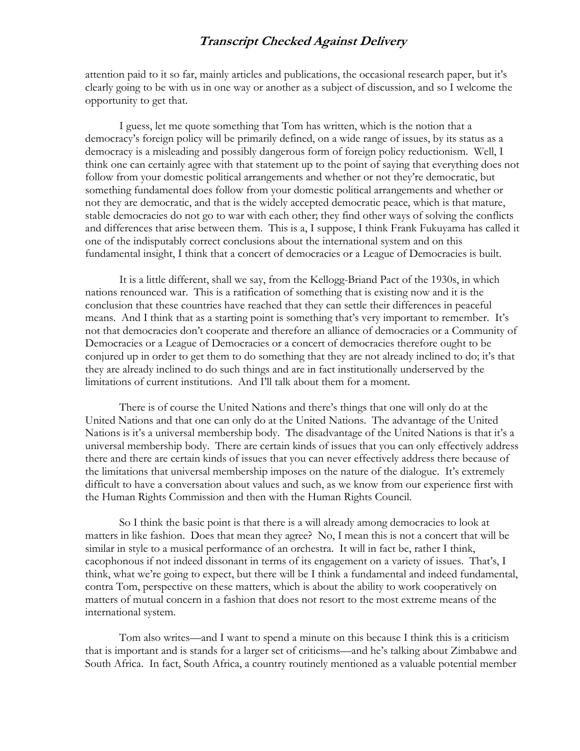attention paid to it so far, mainly articles and publications, the occasional research paper, but it's clearly going to be with us in one way or another as a subject of discussion, and so I welcome the opportunity to get that.

I guess, let me quote something that Tom has written, which is the notion that a democracy's foreign policy will be primarily defined, on a wide range of issues, by its status as a democracy is a misleading and possibly dangerous form of foreign policy reductionism. Well, I think one can certainly agree with that statement up to the point of saying that everything does not follow from your domestic political arrangements and whether or not they're democratic, but something fundamental does follow from your domestic political arrangements and whether or not they are democratic, and that is the widely accepted democratic peace, which is that mature, stable democracies do not go to war with each other; they find other ways of solving the conflicts and differences that arise between them. This is a, I suppose, I think Frank Fukuyama has called it one of the indisputably correct conclusions about the international system and on this fundamental insight, I think that a concert of democracies or a League of Democracies is built.

It is a little different, shall we say, from the Kellogg-Briand Pact of the 1930s, in which nations renounced war. This is a ratification of something that is existing now and it is the conclusion that these countries have reached that they can settle their differences in peaceful means. And I think that as a starting point is something that's very important to remember. It's not that democracies don't cooperate and therefore an alliance of democracies or a Community of Democracies or a League of Democracies or a concert of democracies therefore ought to be conjured up in order to get them to do something that they are not already inclined to do; it's that they are already inclined to do such things and are in fact institutionally underserved by the limitations of current institutions. And I'll talk about them for a moment.

There is of course the United Nations and there's things that one will only do at the United Nations and that one can only do at the United Nations. The advantage of the United Nations is it's a universal membership body. The disadvantage of the United Nations is that it's a universal membership body. There are certain kinds of issues that you can only effectively address there and there are certain kinds of issues that you can never effectively address there because of the limitations that universal membership imposes on the nature of the dialogue. It's extremely difficult to have a conversation about values and such, as we know from our experience first with the Human Rights Commission and then with the Human Rights Council.

So I think the basic point is that there is a will already among democracies to look at matters in like fashion. Does that mean they agree? No, I mean this is not a concert that will be similar in style to a musical performance of an orchestra. It will in fact be, rather I think, cacophonous if not indeed dissonant in terms of its engagement on a variety of issues. That's, I think, what we're going to expect, but there will be I think a fundamental and indeed fundamental, contra Tom, perspective on these matters, which is about the ability to work cooperatively on matters of mutual concern in a fashion that does not resort to the most extreme means of the international system.

Tom also writes—and I want to spend a minute on this because I think this is a criticism that is important and is stands for a larger set of criticisms—and he's talking about Zimbabwe and South Africa. In fact, South Africa, a country routinely mentioned as a valuable potential member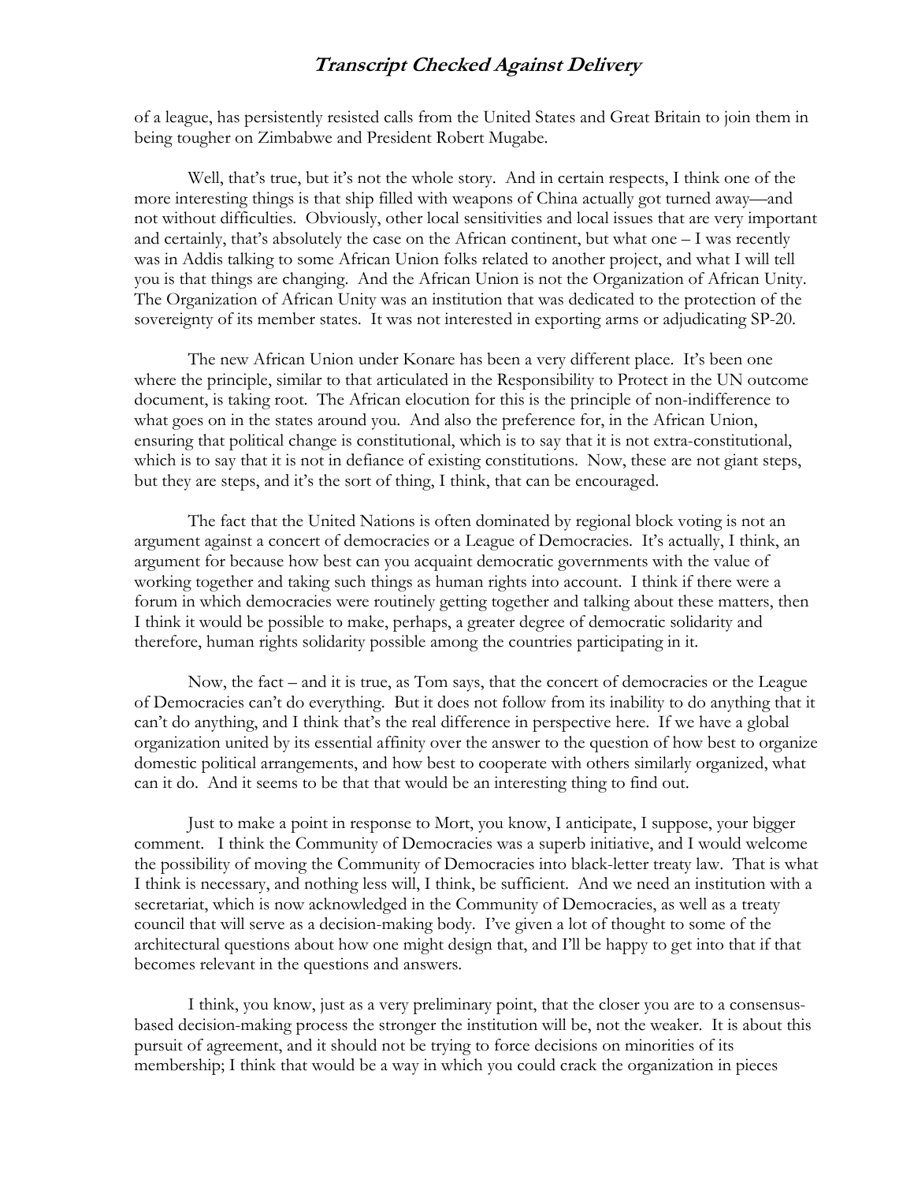of a league, has persistently resisted calls from the United States and Great Britain to join them in being tougher on Zimbabwe and President Robert Mugabe.

Well, that's true, but it's not the whole story. And in certain respects, I think one of the more interesting things is that ship filled with weapons of China actually got turned away—and not without difficulties. Obviously, other local sensitivities and local issues that are very important and certainly, that's absolutely the case on the African continent, but what one – I was recently was in Addis talking to some African Union folks related to another project, and what I will tell you is that things are changing. And the African Union is not the Organization of African Unity. The Organization of African Unity was an institution that was dedicated to the protection of the sovereignty of its member states. It was not interested in exporting arms or adjudicating SP-20.

The new African Union under Konare has been a very different place. It's been one where the principle, similar to that articulated in the Responsibility to Protect in the UN outcome document, is taking root. The African elocution for this is the principle of non-indifference to what goes on in the states around you. And also the preference for, in the African Union, ensuring that political change is constitutional, which is to say that it is not extra-constitutional, which is to say that it is not in defiance of existing constitutions. Now, these are not giant steps, but they are steps, and it's the sort of thing, I think, that can be encouraged.

The fact that the United Nations is often dominated by regional block voting is not an argument against a concert of democracies or a League of Democracies. It's actually, I think, an argument for because how best can you acquaint democratic governments with the value of working together and taking such things as human rights into account. I think if there were a forum in which democracies were routinely getting together and talking about these matters, then I think it would be possible to make, perhaps, a greater degree of democratic solidarity and therefore, human rights solidarity possible among the countries participating in it.

Now, the fact – and it is true, as Tom says, that the concert of democracies or the League of Democracies can't do everything. But it does not follow from its inability to do anything that it can't do anything, and I think that's the real difference in perspective here. If we have a global organization united by its essential affinity over the answer to the question of how best to organize domestic political arrangements, and how best to cooperate with others similarly organized, what can it do. And it seems to be that that would be an interesting thing to find out.

Just to make a point in response to Mort, you know, I anticipate, I suppose, your bigger comment. I think the Community of Democracies was a superb initiative, and I would welcome the possibility of moving the Community of Democracies into black-letter treaty law. That is what I think is necessary, and nothing less will, I think, be sufficient. And we need an institution with a secretariat, which is now acknowledged in the Community of Democracies, as well as a treaty council that will serve as a decision-making body. I've given a lot of thought to some of the architectural questions about how one might design that, and I'll be happy to get into that if that becomes relevant in the questions and answers.

I think, you know, just as a very preliminary point, that the closer you are to a consensus-based decision-making process the stronger the institution will be, not the weaker. It is about this pursuit of agreement, and it should not be trying to force decisions on minorities of its membership; I think that would be a way in which you could crack the organization in pieces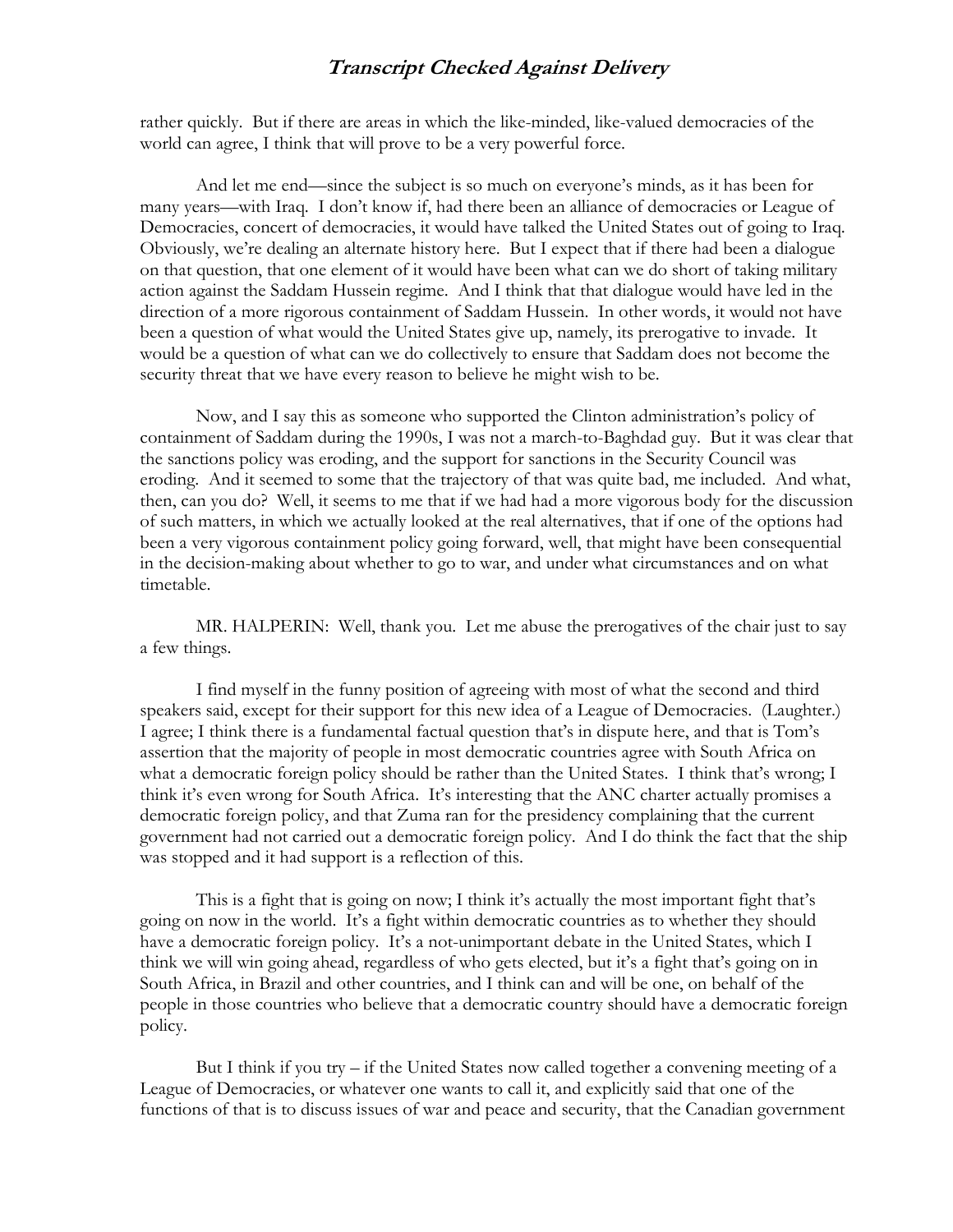rather quickly. But if there are areas in which the like-minded, like-valued democracies of the world can agree, I think that will prove to be a very powerful force.

And let me end—since the subject is so much on everyone's minds, as it has been for many years—with Iraq. I don't know if, had there been an alliance of democracies or League of Democracies, concert of democracies, it would have talked the United States out of going to Iraq. Obviously, we're dealing an alternate history here. But I expect that if there had been a dialogue on that question, that one element of it would have been what can we do short of taking military action against the Saddam Hussein regime. And I think that that dialogue would have led in the direction of a more rigorous containment of Saddam Hussein. In other words, it would not have been a question of what would the United States give up, namely, its prerogative to invade. It would be a question of what can we do collectively to ensure that Saddam does not become the security threat that we have every reason to believe he might wish to be.

Now, and I say this as someone who supported the Clinton administration's policy of containment of Saddam during the 1990s, I was not a march-to-Baghdad guy. But it was clear that the sanctions policy was eroding, and the support for sanctions in the Security Council was eroding. And it seemed to some that the trajectory of that was quite bad, me included. And what, then, can you do? Well, it seems to me that if we had had a more vigorous body for the discussion of such matters, in which we actually looked at the real alternatives, that if one of the options had been a very vigorous containment policy going forward, well, that might have been consequential in the decision-making about whether to go to war, and under what circumstances and on what timetable.

MR. HALPERIN: Well, thank you. Let me abuse the prerogatives of the chair just to say a few things.

I find myself in the funny position of agreeing with most of what the second and third speakers said, except for their support for this new idea of a League of Democracies. (Laughter.) I agree; I think there is a fundamental factual question that's in dispute here, and that is Tom's assertion that the majority of people in most democratic countries agree with South Africa on what a democratic foreign policy should be rather than the United States. I think that's wrong; I think it's even wrong for South Africa. It's interesting that the ANC charter actually promises a democratic foreign policy, and that Zuma ran for the presidency complaining that the current government had not carried out a democratic foreign policy. And I do think the fact that the ship was stopped and it had support is a reflection of this.

This is a fight that is going on now; I think it's actually the most important fight that's going on now in the world. It's a fight within democratic countries as to whether they should have a democratic foreign policy. It's a not-unimportant debate in the United States, which I think we will win going ahead, regardless of who gets elected, but it's a fight that's going on in South Africa, in Brazil and other countries, and I think can and will be one, on behalf of the people in those countries who believe that a democratic country should have a democratic foreign policy.

But I think if you try – if the United States now called together a convening meeting of a League of Democracies, or whatever one wants to call it, and explicitly said that one of the functions of that is to discuss issues of war and peace and security, that the Canadian government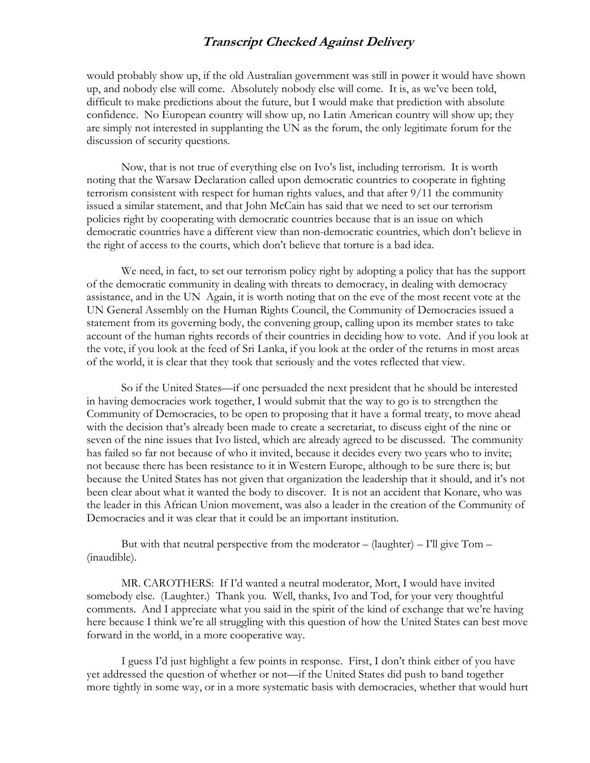would probably show up, if the old Australian government was still in power it would have shown up, and nobody else will come. Absolutely nobody else will come. It is, as we've been told, difficult to make predictions about the future, but I would make that prediction with absolute confidence. No European country will show up, no Latin American country will show up; they are simply not interested in supplanting the UN as the forum, the only legitimate forum for the discussion of security questions.

Now, that is not true of everything else on Ivo's list, including terrorism. It is worth noting that the Warsaw Declaration called upon democratic countries to cooperate in fighting terrorism consistent with respect for human rights values, and that after 9/11 the community issued a similar statement, and that John McCain has said that we need to set our terrorism policies right by cooperating with democratic countries because that is an issue on which democratic countries have a different view than non-democratic countries, which don't believe in the right of access to the courts, which don't believe that torture is a bad idea.

We need, in fact, to set our terrorism policy right by adopting a policy that has the support of the democratic community in dealing with threats to democracy, in dealing with democracy assistance, and in the UN Again, it is worth noting that on the eve of the most recent vote at the UN General Assembly on the Human Rights Council, the Community of Democracies issued a statement from its governing body, the convening group, calling upon its member states to take account of the human rights records of their countries in deciding how to vote. And if you look at the vote, if you look at the feed of Sri Lanka, if you look at the order of the returns in most areas of the world, it is clear that they took that seriously and the votes reflected that view.

So if the United States—if one persuaded the next president that he should be interested in having democracies work together, I would submit that the way to go is to strengthen the Community of Democracies, to be open to proposing that it have a formal treaty, to move ahead with the decision that's already been made to create a secretariat, to discuss eight of the nine or seven of the nine issues that Ivo listed, which are already agreed to be discussed. The community has failed so far not because of who it invited, because it decides every two years who to invite; not because there has been resistance to it in Western Europe, although to be sure there is; but because the United States has not given that organization the leadership that it should, and it's not been clear about what it wanted the body to discover. It is not an accident that Konare, who was the leader in this African Union movement, was also a leader in the creation of the Community of Democracies and it was clear that it could be an important institution.

But with that neutral perspective from the moderator – (laughter) – I'll give Tom – (inaudible).

MR. CAROTHERS: If I'd wanted a neutral moderator, Mort, I would have invited somebody else. (Laughter.) Thank you. Well, thanks, Ivo and Tod, for your very thoughtful comments. And I appreciate what you said in the spirit of the kind of exchange that we're having here because I think we're all struggling with this question of how the United States can best move forward in the world, in a more cooperative way.

I guess I'd just highlight a few points in response. First, I don't think either of you have yet addressed the question of whether or not—if the United States did push to band together more tightly in some way, or in a more systematic basis with democracies, whether that would hurt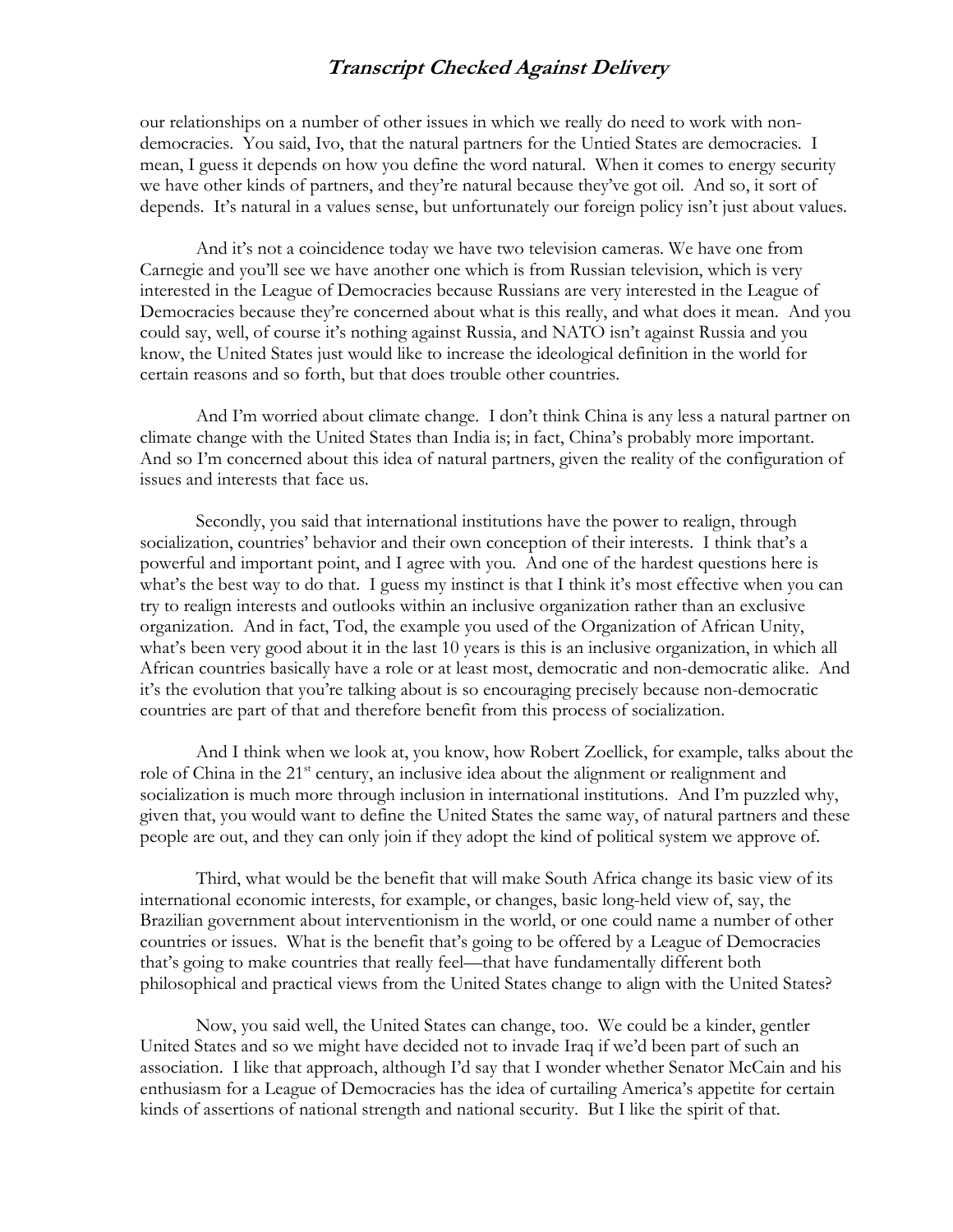our relationships on a number of other issues in which we really do need to work with non-democracies. You said, Ivo, that the natural partners for the Untied States are democracies. I mean, I guess it depends on how you define the word natural. When it comes to energy security we have other kinds of partners, and they're natural because they've got oil. And so, it sort of depends. It's natural in a values sense, but unfortunately our foreign policy isn't just about values.

And it's not a coincidence today we have two television cameras. We have one from Carnegie and you'll see we have another one which is from Russian television, which is very interested in the League of Democracies because Russians are very interested in the League of Democracies because they're concerned about what is this really, and what does it mean. And you could say, well, of course it's nothing against Russia, and NATO isn't against Russia and you know, the United States just would like to increase the ideological definition in the world for certain reasons and so forth, but that does trouble other countries.

And I'm worried about climate change. I don't think China is any less a natural partner on climate change with the United States than India is; in fact, China's probably more important. And so I'm concerned about this idea of natural partners, given the reality of the configuration of issues and interests that face us.

Secondly, you said that international institutions have the power to realign, through socialization, countries' behavior and their own conception of their interests. I think that's a powerful and important point, and I agree with you. And one of the hardest questions here is what's the best way to do that. I guess my instinct is that I think it's most effective when you can try to realign interests and outlooks within an inclusive organization rather than an exclusive organization. And in fact, Tod, the example you used of the Organization of African Unity, what's been very good about it in the last 10 years is this is an inclusive organization, in which all African countries basically have a role or at least most, democratic and non-democratic alike. And it's the evolution that you're talking about is so encouraging precisely because non-democratic countries are part of that and therefore benefit from this process of socialization.

And I think when we look at, you know, how Robert Zoellick, for example, talks about the role of China in the 21st century, an inclusive idea about the alignment or realignment and socialization is much more through inclusion in international institutions. And I'm puzzled why, given that, you would want to define the United States the same way, of natural partners and these people are out, and they can only join if they adopt the kind of political system we approve of.

Third, what would be the benefit that will make South Africa change its basic view of its international economic interests, for example, or changes, basic long-held view of, say, the Brazilian government about interventionism in the world, or one could name a number of other countries or issues. What is the benefit that's going to be offered by a League of Democracies that's going to make countries that really feel—that have fundamentally different both philosophical and practical views from the United States change to align with the United States?

Now, you said well, the United States can change, too. We could be a kinder, gentler United States and so we might have decided not to invade Iraq if we'd been part of such an association. I like that approach, although I'd say that I wonder whether Senator McCain and his enthusiasm for a League of Democracies has the idea of curtailing America's appetite for certain kinds of assertions of national strength and national security. But I like the spirit of that.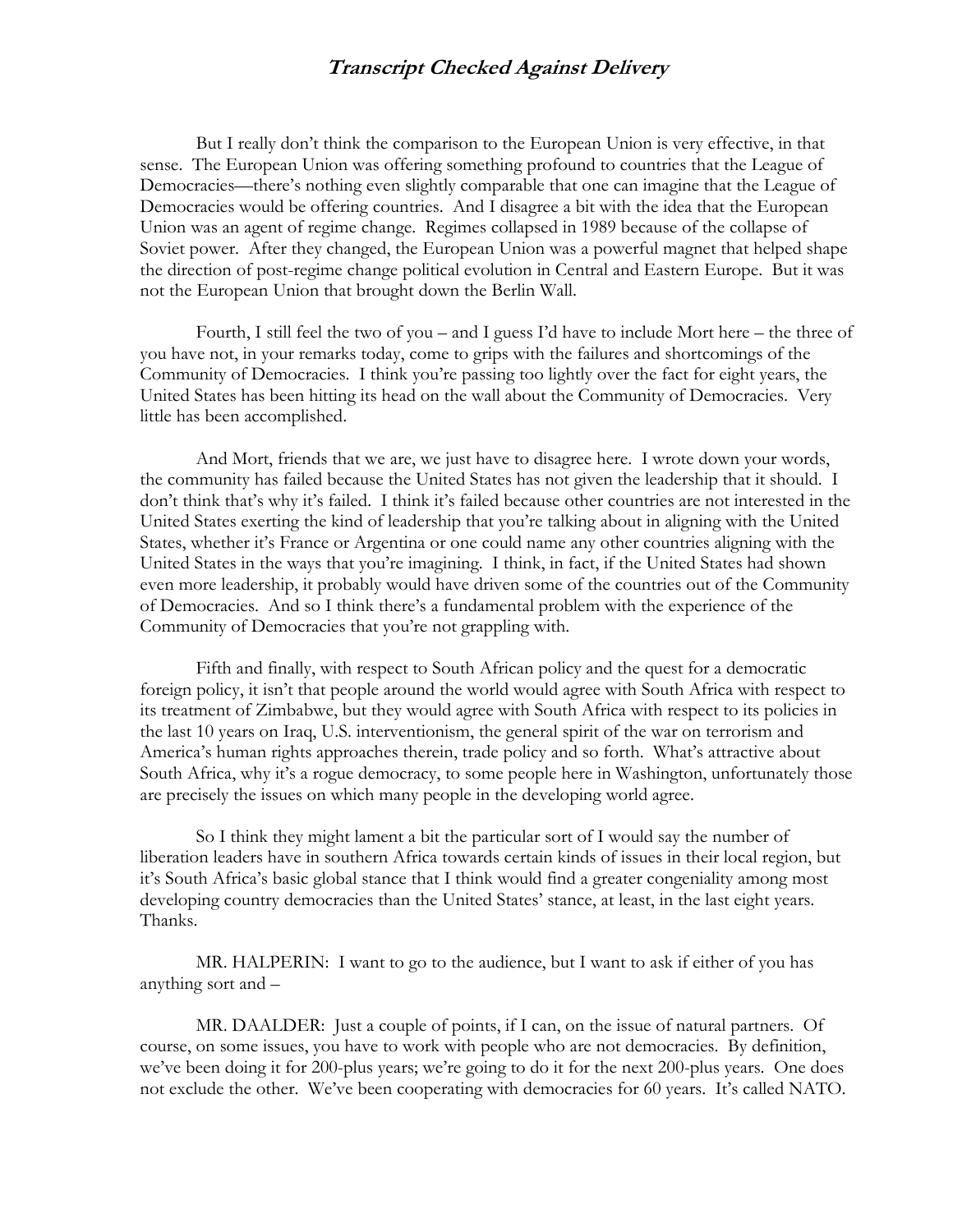But I really don't think the comparison to the European Union is very effective, in that sense. The European Union was offering something profound to countries that the League of Democracies—there's nothing even slightly comparable that one can imagine that the League of Democracies would be offering countries. And I disagree a bit with the idea that the European Union was an agent of regime change. Regimes collapsed in 1989 because of the collapse of Soviet power. After they changed, the European Union was a powerful magnet that helped shape the direction of post-regime change political evolution in Central and Eastern Europe. But it was not the European Union that brought down the Berlin Wall.

Fourth, I still feel the two of you – and I guess I'd have to include Mort here – the three of you have not, in your remarks today, come to grips with the failures and shortcomings of the Community of Democracies. I think you're passing too lightly over the fact for eight years, the United States has been hitting its head on the wall about the Community of Democracies. Very little has been accomplished.

And Mort, friends that we are, we just have to disagree here. I wrote down your words, the community has failed because the United States has not given the leadership that it should. I don't think that's why it's failed. I think it's failed because other countries are not interested in the United States exerting the kind of leadership that you're talking about in aligning with the United States, whether it's France or Argentina or one could name any other countries aligning with the United States in the ways that you're imagining. I think, in fact, if the United States had shown even more leadership, it probably would have driven some of the countries out of the Community of Democracies. And so I think there's a fundamental problem with the experience of the Community of Democracies that you're not grappling with.

Fifth and finally, with respect to South African policy and the quest for a democratic foreign policy, it isn't that people around the world would agree with South Africa with respect to its treatment of Zimbabwe, but they would agree with South Africa with respect to its policies in the last 10 years on Iraq, U.S. interventionism, the general spirit of the war on terrorism and America's human rights approaches therein, trade policy and so forth. What's attractive about South Africa, why it's a rogue democracy, to some people here in Washington, unfortunately those are precisely the issues on which many people in the developing world agree.

So I think they might lament a bit the particular sort of I would say the number of liberation leaders have in southern Africa towards certain kinds of issues in their local region, but it's South Africa's basic global stance that I think would find a greater congeniality among most developing country democracies than the United States' stance, at least, in the last eight years. Thanks.

MR. HALPERIN: I want to go to the audience, but I want to ask if either of you has anything sort and –

MR. DAALDER: Just a couple of points, if I can, on the issue of natural partners. Of course, on some issues, you have to work with people who are not democracies. By definition, we've been doing it for 200-plus years; we're going to do it for the next 200-plus years. One does not exclude the other. We've been cooperating with democracies for 60 years. It's called NATO.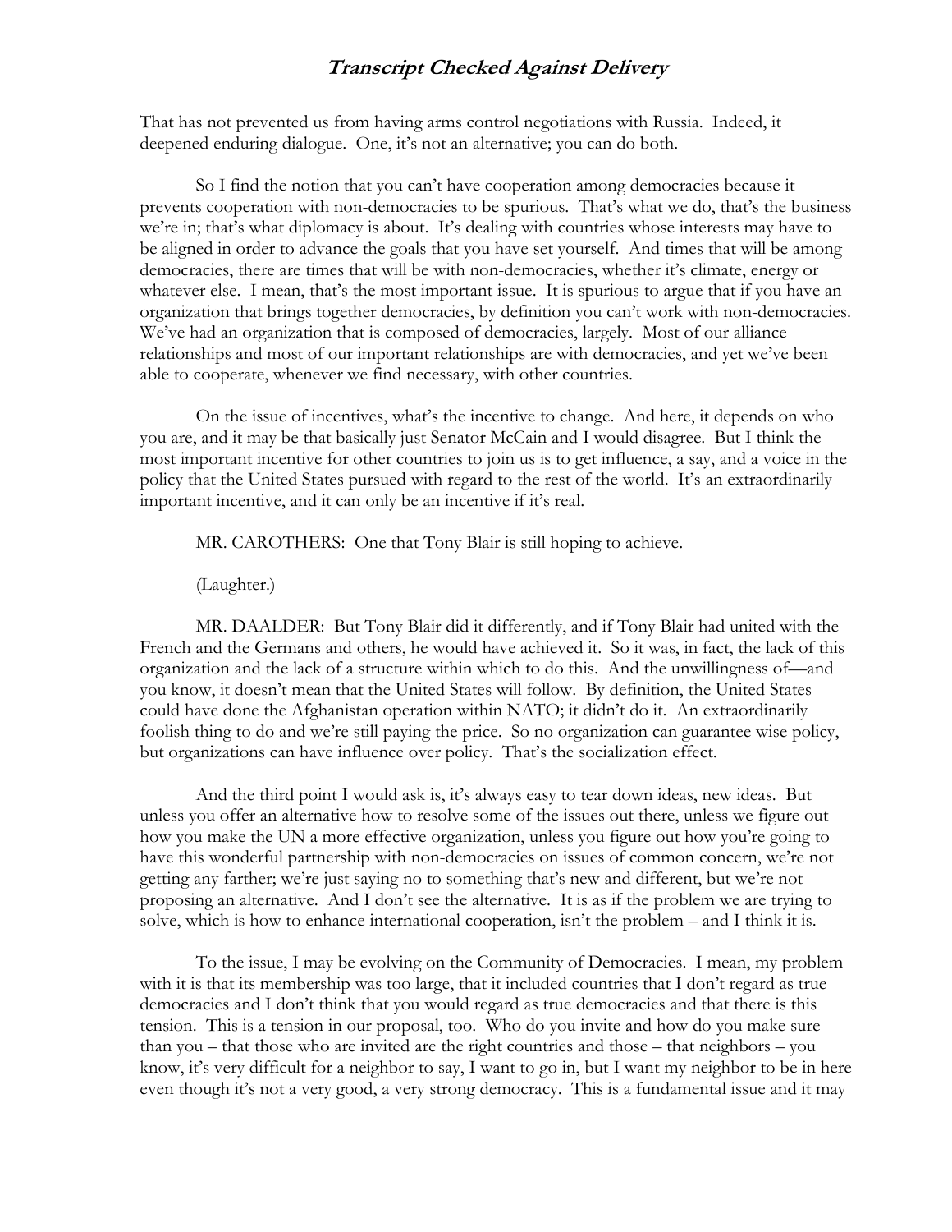That has not prevented us from having arms control negotiations with Russia. Indeed, it deepened enduring dialogue. One, it's not an alternative; you can do both.

So I find the notion that you can't have cooperation among democracies because it prevents cooperation with non-democracies to be spurious. That's what we do, that's the business we're in; that's what diplomacy is about. It's dealing with countries whose interests may have to be aligned in order to advance the goals that you have set yourself. And times that will be among democracies, there are times that will be with non-democracies, whether it's climate, energy or whatever else. I mean, that's the most important issue. It is spurious to argue that if you have an organization that brings together democracies, by definition you can't work with non-democracies. We've had an organization that is composed of democracies, largely. Most of our alliance relationships and most of our important relationships are with democracies, and yet we've been able to cooperate, whenever we find necessary, with other countries.

On the issue of incentives, what's the incentive to change. And here, it depends on who you are, and it may be that basically just Senator McCain and I would disagree. But I think the most important incentive for other countries to join us is to get influence, a say, and a voice in the policy that the United States pursued with regard to the rest of the world. It's an extraordinarily important incentive, and it can only be an incentive if it's real.

MR. CAROTHERS: One that Tony Blair is still hoping to achieve.

(Laughter.)

MR. DAALDER: But Tony Blair did it differently, and if Tony Blair had united with the French and the Germans and others, he would have achieved it. So it was, in fact, the lack of this organization and the lack of a structure within which to do this. And the unwillingness of—and you know, it doesn't mean that the United States will follow. By definition, the United States could have done the Afghanistan operation within NATO; it didn't do it. An extraordinarily foolish thing to do and we're still paying the price. So no organization can guarantee wise policy, but organizations can have influence over policy. That's the socialization effect.

And the third point I would ask is, it's always easy to tear down ideas, new ideas. But unless you offer an alternative how to resolve some of the issues out there, unless we figure out how you make the UN a more effective organization, unless you figure out how you're going to have this wonderful partnership with non-democracies on issues of common concern, we're not getting any farther; we're just saying no to something that's new and different, but we're not proposing an alternative. And I don't see the alternative. It is as if the problem we are trying to solve, which is how to enhance international cooperation, isn't the problem – and I think it is.

To the issue, I may be evolving on the Community of Democracies. I mean, my problem with it is that its membership was too large, that it included countries that I don't regard as true democracies and I don't think that you would regard as true democracies and that there is this tension. This is a tension in our proposal, too. Who do you invite and how do you make sure than you – that those who are invited are the right countries and those – that neighbors – you know, it's very difficult for a neighbor to say, I want to go in, but I want my neighbor to be in here even though it's not a very good, a very strong democracy. This is a fundamental issue and it may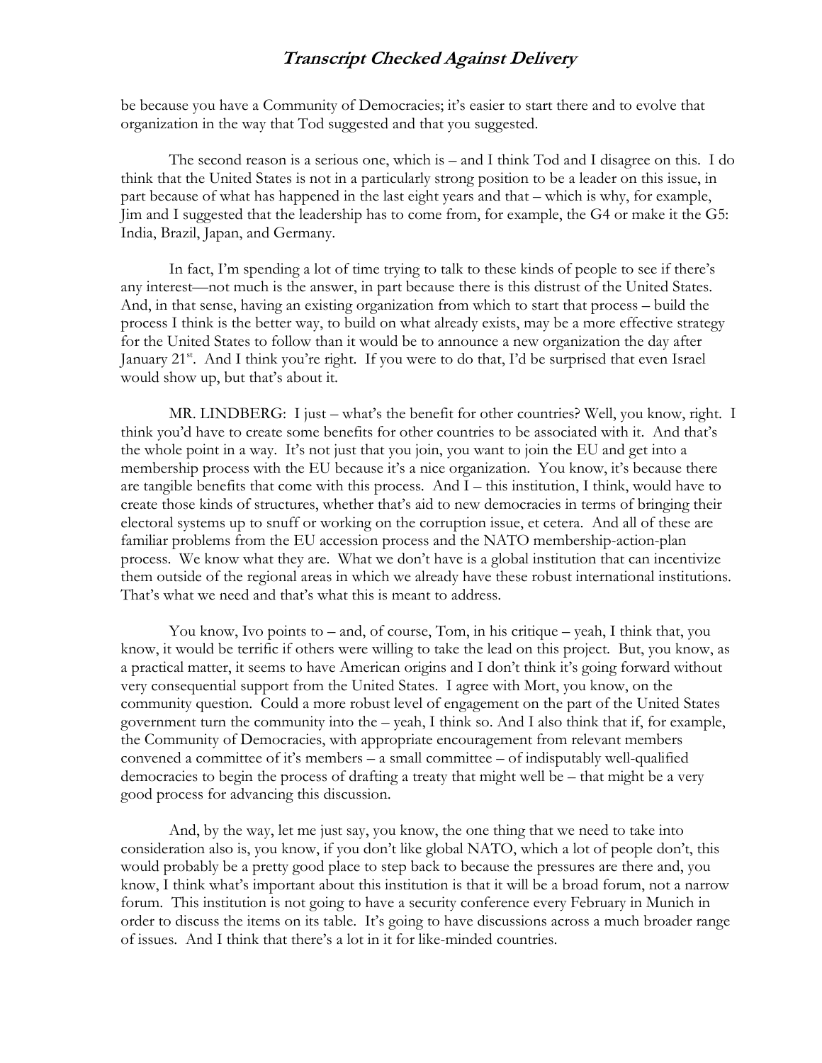be because you have a Community of Democracies; it's easier to start there and to evolve that organization in the way that Tod suggested and that you suggested.

The second reason is a serious one, which is – and I think Tod and I disagree on this. I do think that the United States is not in a particularly strong position to be a leader on this issue, in part because of what has happened in the last eight years and that – which is why, for example, Jim and I suggested that the leadership has to come from, for example, the G4 or make it the G5: India, Brazil, Japan, and Germany.

In fact, I'm spending a lot of time trying to talk to these kinds of people to see if there's any interest—not much is the answer, in part because there is this distrust of the United States. And, in that sense, having an existing organization from which to start that process – build the process I think is the better way, to build on what already exists, may be a more effective strategy for the United States to follow than it would be to announce a new organization the day after January 21st. And I think you're right. If you were to do that, I'd be surprised that even Israel would show up, but that's about it.

MR. LINDBERG: I just – what's the benefit for other countries? Well, you know, right. I think you'd have to create some benefits for other countries to be associated with it. And that's the whole point in a way. It's not just that you join, you want to join the EU and get into a membership process with the EU because it's a nice organization. You know, it's because there are tangible benefits that come with this process. And I – this institution, I think, would have to create those kinds of structures, whether that's aid to new democracies in terms of bringing their electoral systems up to snuff or working on the corruption issue, et cetera. And all of these are familiar problems from the EU accession process and the NATO membership-action-plan process. We know what they are. What we don't have is a global institution that can incentivize them outside of the regional areas in which we already have these robust international institutions. That's what we need and that's what this is meant to address.

You know, Ivo points to – and, of course, Tom, in his critique – yeah, I think that, you know, it would be terrific if others were willing to take the lead on this project. But, you know, as a practical matter, it seems to have American origins and I don't think it's going forward without very consequential support from the United States. I agree with Mort, you know, on the community question. Could a more robust level of engagement on the part of the United States government turn the community into the – yeah, I think so. And I also think that if, for example, the Community of Democracies, with appropriate encouragement from relevant members convened a committee of it's members – a small committee – of indisputably well-qualified democracies to begin the process of drafting a treaty that might well be – that might be a very good process for advancing this discussion.

And, by the way, let me just say, you know, the one thing that we need to take into consideration also is, you know, if you don't like global NATO, which a lot of people don't, this would probably be a pretty good place to step back to because the pressures are there and, you know, I think what's important about this institution is that it will be a broad forum, not a narrow forum. This institution is not going to have a security conference every February in Munich in order to discuss the items on its table. It's going to have discussions across a much broader range of issues. And I think that there's a lot in it for like-minded countries.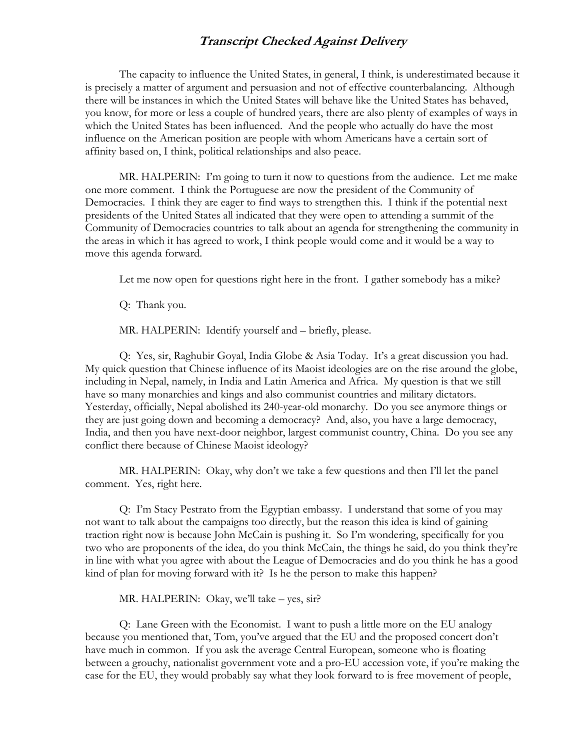The capacity to influence the United States, in general, I think, is underestimated because it is precisely a matter of argument and persuasion and not of effective counterbalancing. Although there will be instances in which the United States will behave like the United States has behaved, you know, for more or less a couple of hundred years, there are also plenty of examples of ways in which the United States has been influenced. And the people who actually do have the most influence on the American position are people with whom Americans have a certain sort of affinity based on, I think, political relationships and also peace.

MR. HALPERIN: I'm going to turn it now to questions from the audience. Let me make one more comment. I think the Portuguese are now the president of the Community of Democracies. I think they are eager to find ways to strengthen this. I think if the potential next presidents of the United States all indicated that they were open to attending a summit of the Community of Democracies countries to talk about an agenda for strengthening the community in the areas in which it has agreed to work, I think people would come and it would be a way to move this agenda forward.

Let me now open for questions right here in the front. I gather somebody has a mike?

Q: Thank you.

MR. HALPERIN: Identify yourself and – briefly, please.

Q: Yes, sir, Raghubir Goyal, India Globe & Asia Today. It's a great discussion you had. My quick question that Chinese influence of its Maoist ideologies are on the rise around the globe, including in Nepal, namely, in India and Latin America and Africa. My question is that we still have so many monarchies and kings and also communist countries and military dictators. Yesterday, officially, Nepal abolished its 240-year-old monarchy. Do you see anymore things or they are just going down and becoming a democracy? And, also, you have a large democracy, India, and then you have next-door neighbor, largest communist country, China. Do you see any conflict there because of Chinese Maoist ideology?

MR. HALPERIN: Okay, why don't we take a few questions and then I'll let the panel comment. Yes, right here.

Q: I'm Stacy Pestrato from the Egyptian embassy. I understand that some of you may not want to talk about the campaigns too directly, but the reason this idea is kind of gaining traction right now is because John McCain is pushing it. So I'm wondering, specifically for you two who are proponents of the idea, do you think McCain, the things he said, do you think they're in line with what you agree with about the League of Democracies and do you think he has a good kind of plan for moving forward with it? Is he the person to make this happen?

MR. HALPERIN: Okay, we'll take – yes, sir?

Q: Lane Green with the Economist. I want to push a little more on the EU analogy because you mentioned that, Tom, you've argued that the EU and the proposed concert don't have much in common. If you ask the average Central European, someone who is floating between a grouchy, nationalist government vote and a pro-EU accession vote, if you're making the case for the EU, they would probably say what they look forward to is free movement of people,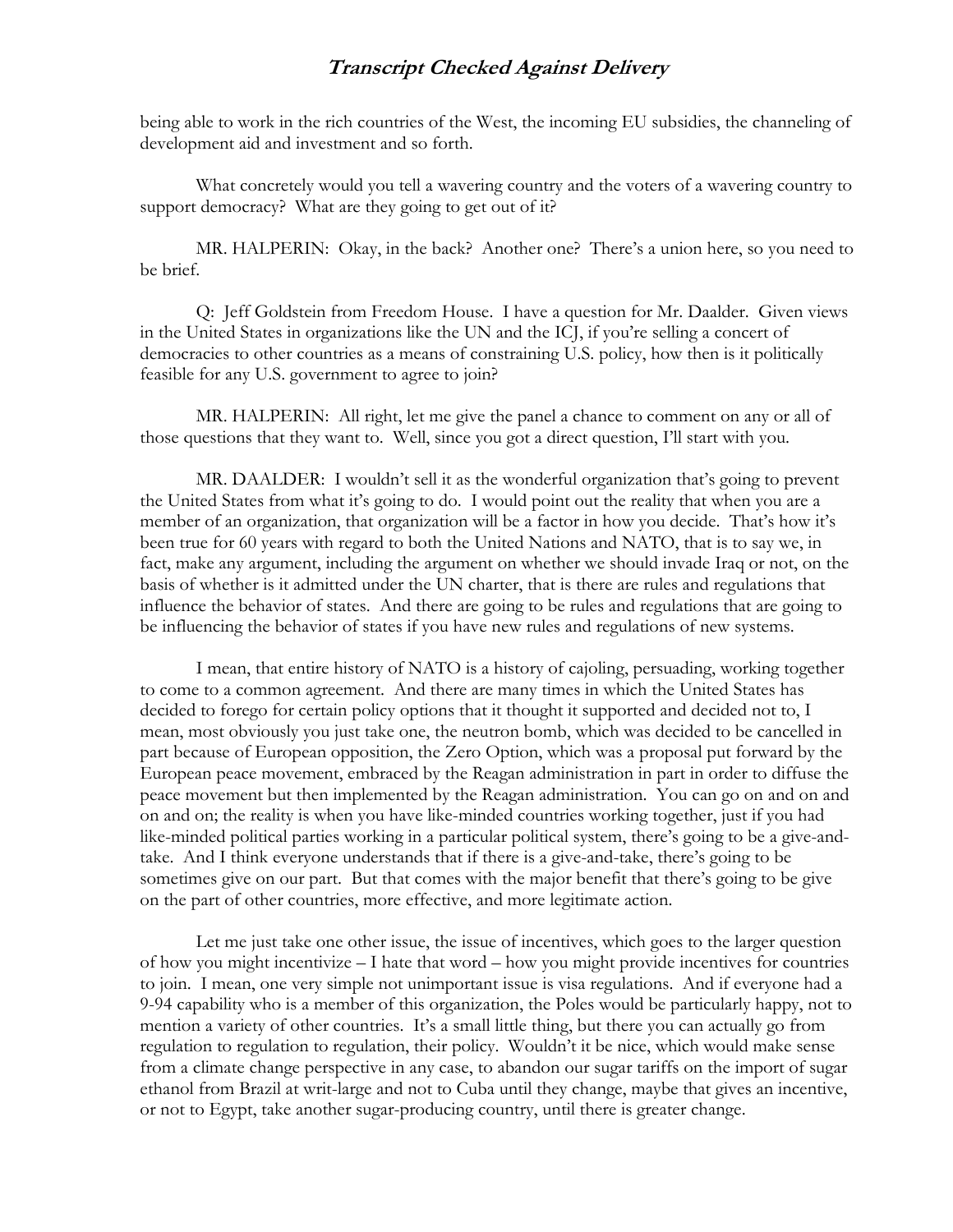being able to work in the rich countries of the West, the incoming EU subsidies, the channeling of development aid and investment and so forth.

What concretely would you tell a wavering country and the voters of a wavering country to support democracy? What are they going to get out of it?

MR. HALPERIN: Okay, in the back? Another one? There's a union here, so you need to be brief.

Q: Jeff Goldstein from Freedom House. I have a question for Mr. Daalder. Given views in the United States in organizations like the UN and the ICJ, if you're selling a concert of democracies to other countries as a means of constraining U.S. policy, how then is it politically feasible for any U.S. government to agree to join?

MR. HALPERIN: All right, let me give the panel a chance to comment on any or all of those questions that they want to. Well, since you got a direct question, I'll start with you.

MR. DAALDER: I wouldn't sell it as the wonderful organization that's going to prevent the United States from what it's going to do. I would point out the reality that when you are a member of an organization, that organization will be a factor in how you decide. That's how it's been true for 60 years with regard to both the United Nations and NATO, that is to say we, in fact, make any argument, including the argument on whether we should invade Iraq or not, on the basis of whether is it admitted under the UN charter, that is there are rules and regulations that influence the behavior of states. And there are going to be rules and regulations that are going to be influencing the behavior of states if you have new rules and regulations of new systems.

I mean, that entire history of NATO is a history of cajoling, persuading, working together to come to a common agreement. And there are many times in which the United States has decided to forego for certain policy options that it thought it supported and decided not to, I mean, most obviously you just take one, the neutron bomb, which was decided to be cancelled in part because of European opposition, the Zero Option, which was a proposal put forward by the European peace movement, embraced by the Reagan administration in part in order to diffuse the peace movement but then implemented by the Reagan administration. You can go on and on and on and on; the reality is when you have like-minded countries working together, just if you had like-minded political parties working in a particular political system, there's going to be a give-and-take. And I think everyone understands that if there is a give-and-take, there's going to be sometimes give on our part. But that comes with the major benefit that there's going to be give on the part of other countries, more effective, and more legitimate action.

Let me just take one other issue, the issue of incentives, which goes to the larger question of how you might incentivize – I hate that word – how you might provide incentives for countries to join. I mean, one very simple not unimportant issue is visa regulations. And if everyone had a 9-94 capability who is a member of this organization, the Poles would be particularly happy, not to mention a variety of other countries. It's a small little thing, but there you can actually go from regulation to regulation to regulation, their policy. Wouldn't it be nice, which would make sense from a climate change perspective in any case, to abandon our sugar tariffs on the import of sugar ethanol from Brazil at writ-large and not to Cuba until they change, maybe that gives an incentive, or not to Egypt, take another sugar-producing country, until there is greater change.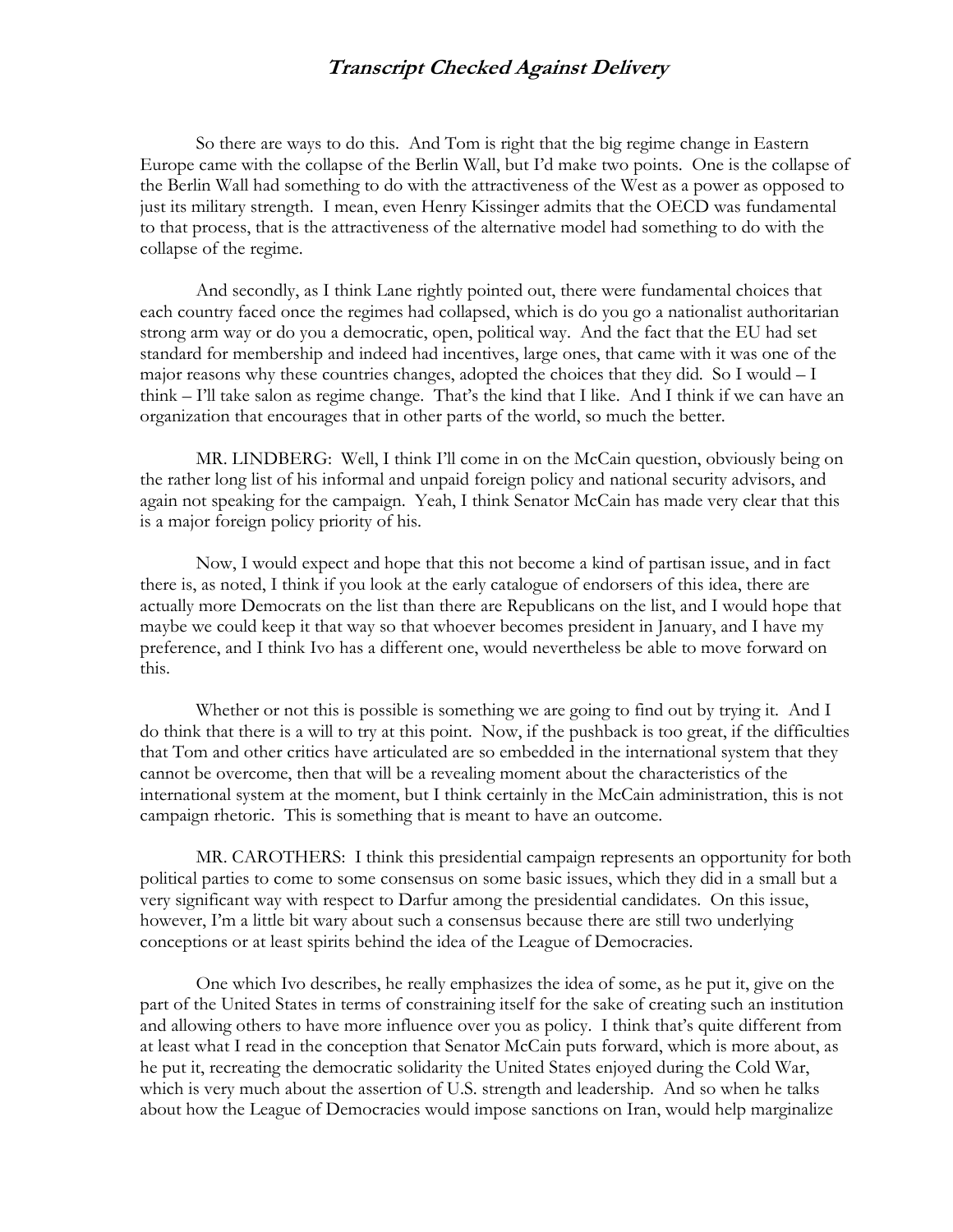So there are ways to do this. And Tom is right that the big regime change in Eastern Europe came with the collapse of the Berlin Wall, but I'd make two points. One is the collapse of the Berlin Wall had something to do with the attractiveness of the West as a power as opposed to just its military strength. I mean, even Henry Kissinger admits that the OECD was fundamental to that process, that is the attractiveness of the alternative model had something to do with the collapse of the regime.

And secondly, as I think Lane rightly pointed out, there were fundamental choices that each country faced once the regimes had collapsed, which is do you go a nationalist authoritarian strong arm way or do you a democratic, open, political way. And the fact that the EU had set standard for membership and indeed had incentives, large ones, that came with it was one of the major reasons why these countries changes, adopted the choices that they did. So I would – I think – I'll take salon as regime change. That's the kind that I like. And I think if we can have an organization that encourages that in other parts of the world, so much the better.

MR. LINDBERG: Well, I think I'll come in on the McCain question, obviously being on the rather long list of his informal and unpaid foreign policy and national security advisors, and again not speaking for the campaign. Yeah, I think Senator McCain has made very clear that this is a major foreign policy priority of his.

Now, I would expect and hope that this not become a kind of partisan issue, and in fact there is, as noted, I think if you look at the early catalogue of endorsers of this idea, there are actually more Democrats on the list than there are Republicans on the list, and I would hope that maybe we could keep it that way so that whoever becomes president in January, and I have my preference, and I think Ivo has a different one, would nevertheless be able to move forward on this.

Whether or not this is possible is something we are going to find out by trying it. And I do think that there is a will to try at this point. Now, if the pushback is too great, if the difficulties that Tom and other critics have articulated are so embedded in the international system that they cannot be overcome, then that will be a revealing moment about the characteristics of the international system at the moment, but I think certainly in the McCain administration, this is not campaign rhetoric. This is something that is meant to have an outcome.

MR. CAROTHERS: I think this presidential campaign represents an opportunity for both political parties to come to some consensus on some basic issues, which they did in a small but a very significant way with respect to Darfur among the presidential candidates. On this issue, however, I'm a little bit wary about such a consensus because there are still two underlying conceptions or at least spirits behind the idea of the League of Democracies.

One which Ivo describes, he really emphasizes the idea of some, as he put it, give on the part of the United States in terms of constraining itself for the sake of creating such an institution and allowing others to have more influence over you as policy. I think that's quite different from at least what I read in the conception that Senator McCain puts forward, which is more about, as he put it, recreating the democratic solidarity the United States enjoyed during the Cold War, which is very much about the assertion of U.S. strength and leadership. And so when he talks about how the League of Democracies would impose sanctions on Iran, would help marginalize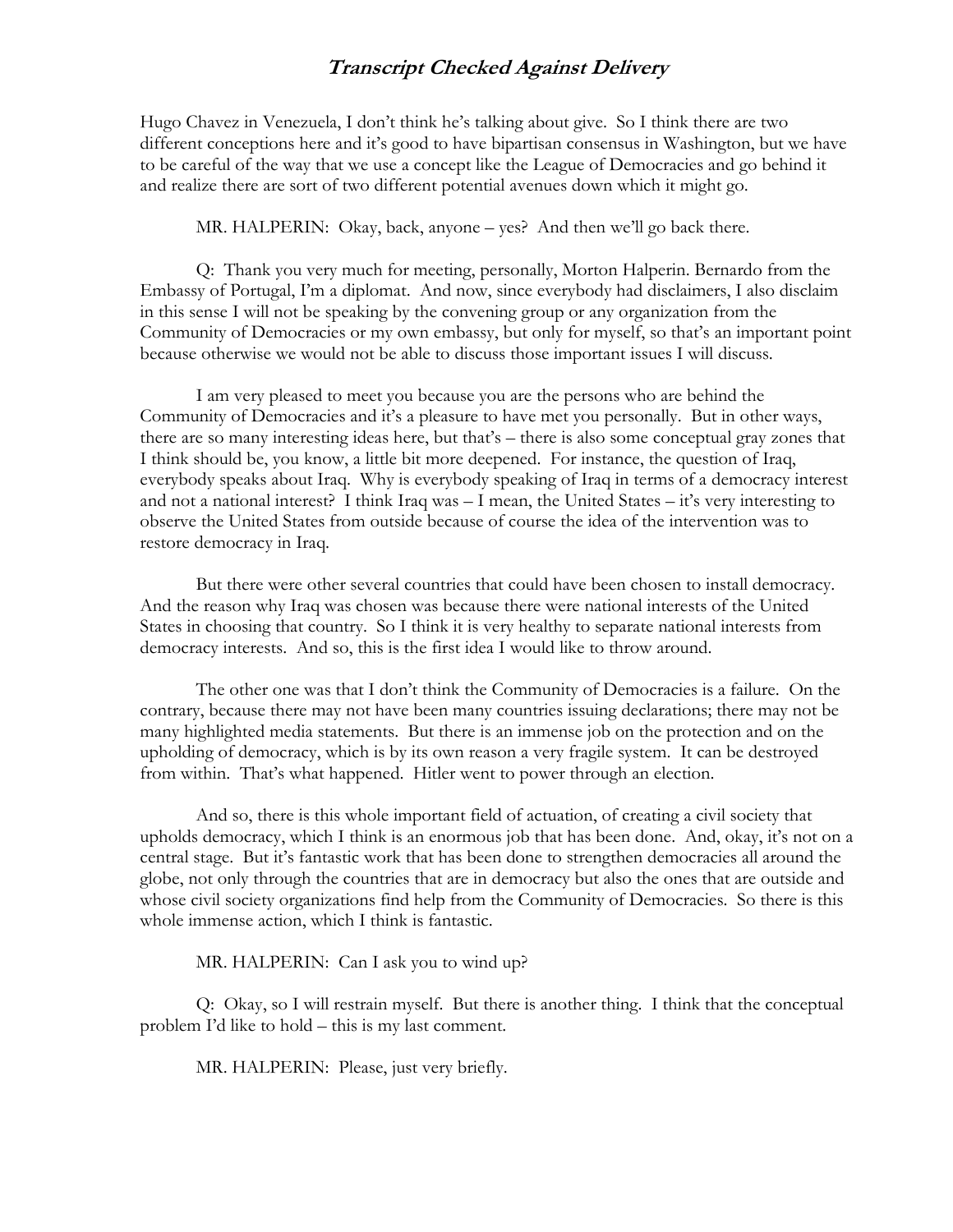Hugo Chavez in Venezuela, I don't think he's talking about give. So I think there are two different conceptions here and it's good to have bipartisan consensus in Washington, but we have to be careful of the way that we use a concept like the League of Democracies and go behind it and realize there are sort of two different potential avenues down which it might go.

MR. HALPERIN: Okay, back, anyone – yes? And then we'll go back there.

Q: Thank you very much for meeting, personally, Morton Halperin. Bernardo from the Embassy of Portugal, I'm a diplomat. And now, since everybody had disclaimers, I also disclaim in this sense I will not be speaking by the convening group or any organization from the Community of Democracies or my own embassy, but only for myself, so that's an important point because otherwise we would not be able to discuss those important issues I will discuss.

I am very pleased to meet you because you are the persons who are behind the Community of Democracies and it's a pleasure to have met you personally. But in other ways, there are so many interesting ideas here, but that's – there is also some conceptual gray zones that I think should be, you know, a little bit more deepened. For instance, the question of Iraq, everybody speaks about Iraq. Why is everybody speaking of Iraq in terms of a democracy interest and not a national interest? I think Iraq was – I mean, the United States – it's very interesting to observe the United States from outside because of course the idea of the intervention was to restore democracy in Iraq.

But there were other several countries that could have been chosen to install democracy. And the reason why Iraq was chosen was because there were national interests of the United States in choosing that country. So I think it is very healthy to separate national interests from democracy interests. And so, this is the first idea I would like to throw around.

The other one was that I don't think the Community of Democracies is a failure. On the contrary, because there may not have been many countries issuing declarations; there may not be many highlighted media statements. But there is an immense job on the protection and on the upholding of democracy, which is by its own reason a very fragile system. It can be destroyed from within. That's what happened. Hitler went to power through an election.

And so, there is this whole important field of actuation, of creating a civil society that upholds democracy, which I think is an enormous job that has been done. And, okay, it's not on a central stage. But it's fantastic work that has been done to strengthen democracies all around the globe, not only through the countries that are in democracy but also the ones that are outside and whose civil society organizations find help from the Community of Democracies. So there is this whole immense action, which I think is fantastic.

MR. HALPERIN: Can I ask you to wind up?

Q: Okay, so I will restrain myself. But there is another thing. I think that the conceptual problem I'd like to hold – this is my last comment.

MR. HALPERIN: Please, just very briefly.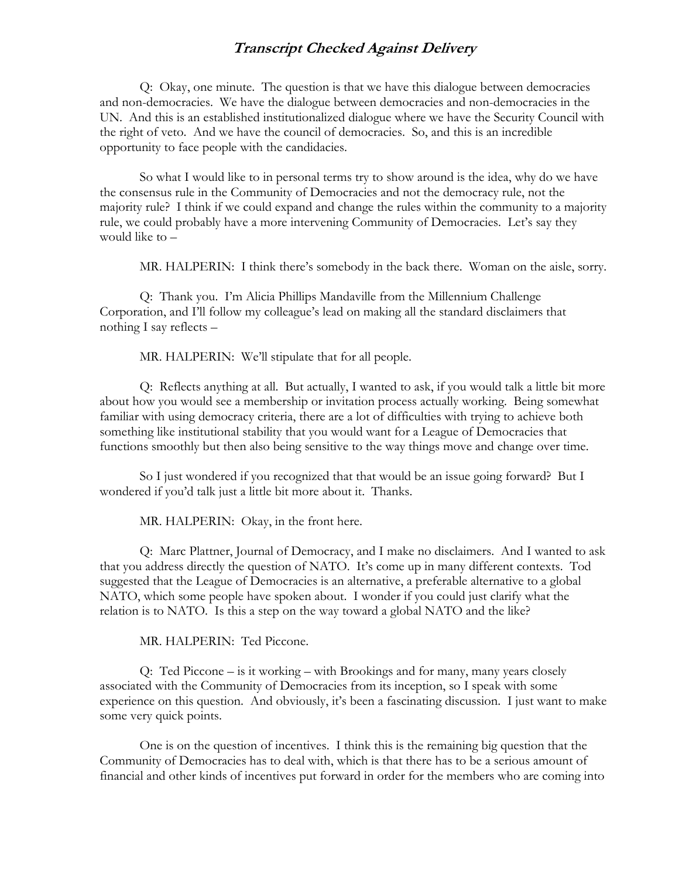Q: Okay, one minute. The question is that we have this dialogue between democracies and non-democracies. We have the dialogue between democracies and non-democracies in the UN. And this is an established institutionalized dialogue where we have the Security Council with the right of veto. And we have the council of democracies. So, and this is an incredible opportunity to face people with the candidacies.

So what I would like to in personal terms try to show around is the idea, why do we have the consensus rule in the Community of Democracies and not the democracy rule, not the majority rule? I think if we could expand and change the rules within the community to a majority rule, we could probably have a more intervening Community of Democracies. Let's say they would like to –

MR. HALPERIN: I think there's somebody in the back there. Woman on the aisle, sorry.

Q: Thank you. I'm Alicia Phillips Mandaville from the Millennium Challenge Corporation, and I'll follow my colleague's lead on making all the standard disclaimers that nothing I say reflects –

MR. HALPERIN: We'll stipulate that for all people.

Q: Reflects anything at all. But actually, I wanted to ask, if you would talk a little bit more about how you would see a membership or invitation process actually working. Being somewhat familiar with using democracy criteria, there are a lot of difficulties with trying to achieve both something like institutional stability that you would want for a League of Democracies that functions smoothly but then also being sensitive to the way things move and change over time.

So I just wondered if you recognized that that would be an issue going forward? But I wondered if you'd talk just a little bit more about it. Thanks.

MR. HALPERIN: Okay, in the front here.

Q: Marc Plattner, Journal of Democracy, and I make no disclaimers. And I wanted to ask that you address directly the question of NATO. It's come up in many different contexts. Tod suggested that the League of Democracies is an alternative, a preferable alternative to a global NATO, which some people have spoken about. I wonder if you could just clarify what the relation is to NATO. Is this a step on the way toward a global NATO and the like?

MR. HALPERIN: Ted Piccone.

Q: Ted Piccone – is it working – with Brookings and for many, many years closely associated with the Community of Democracies from its inception, so I speak with some experience on this question. And obviously, it's been a fascinating discussion. I just want to make some very quick points.

One is on the question of incentives. I think this is the remaining big question that the Community of Democracies has to deal with, which is that there has to be a serious amount of financial and other kinds of incentives put forward in order for the members who are coming into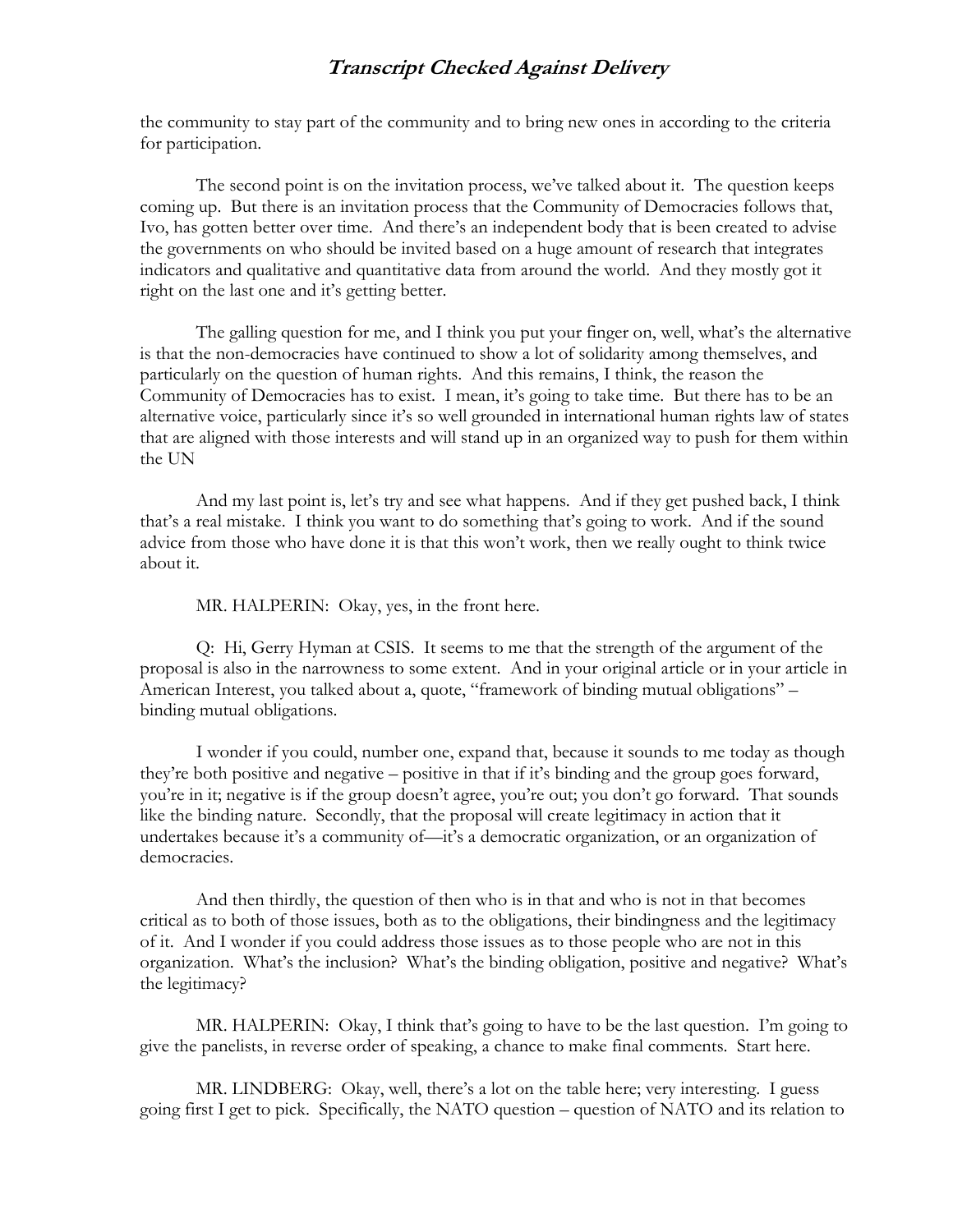the community to stay part of the community and to bring new ones in according to the criteria for participation.

The second point is on the invitation process, we've talked about it. The question keeps coming up. But there is an invitation process that the Community of Democracies follows that, Ivo, has gotten better over time. And there's an independent body that is been created to advise the governments on who should be invited based on a huge amount of research that integrates indicators and qualitative and quantitative data from around the world. And they mostly got it right on the last one and it's getting better.

The galling question for me, and I think you put your finger on, well, what's the alternative is that the non-democracies have continued to show a lot of solidarity among themselves, and particularly on the question of human rights. And this remains, I think, the reason the Community of Democracies has to exist. I mean, it's going to take time. But there has to be an alternative voice, particularly since it's so well grounded in international human rights law of states that are aligned with those interests and will stand up in an organized way to push for them within the UN

And my last point is, let's try and see what happens. And if they get pushed back, I think that's a real mistake. I think you want to do something that's going to work. And if the sound advice from those who have done it is that this won't work, then we really ought to think twice about it.

MR. HALPERIN: Okay, yes, in the front here.

Q: Hi, Gerry Hyman at CSIS. It seems to me that the strength of the argument of the proposal is also in the narrowness to some extent. And in your original article or in your article in American Interest, you talked about a, quote, "framework of binding mutual obligations" – binding mutual obligations.

I wonder if you could, number one, expand that, because it sounds to me today as though they're both positive and negative – positive in that if it's binding and the group goes forward, you're in it; negative is if the group doesn't agree, you're out; you don't go forward. That sounds like the binding nature. Secondly, that the proposal will create legitimacy in action that it undertakes because it's a community of—it's a democratic organization, or an organization of democracies.

And then thirdly, the question of then who is in that and who is not in that becomes critical as to both of those issues, both as to the obligations, their bindingness and the legitimacy of it. And I wonder if you could address those issues as to those people who are not in this organization. What's the inclusion? What's the binding obligation, positive and negative? What's the legitimacy?

MR. HALPERIN: Okay, I think that's going to have to be the last question. I'm going to give the panelists, in reverse order of speaking, a chance to make final comments. Start here.

MR. LINDBERG: Okay, well, there's a lot on the table here; very interesting. I guess going first I get to pick. Specifically, the NATO question – question of NATO and its relation to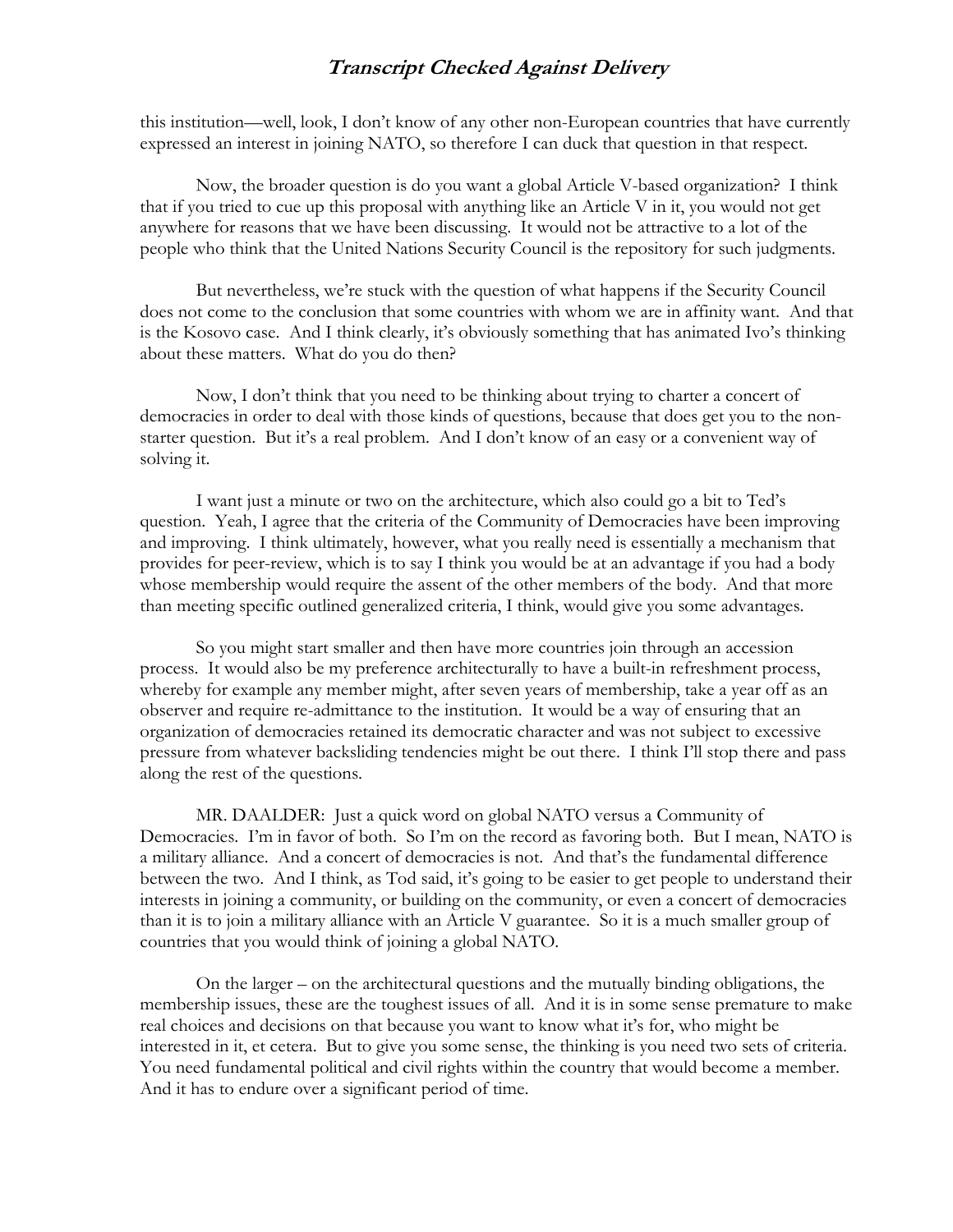this institution—well, look, I don't know of any other non-European countries that have currently expressed an interest in joining NATO, so therefore I can duck that question in that respect.

Now, the broader question is do you want a global Article V-based organization? I think that if you tried to cue up this proposal with anything like an Article V in it, you would not get anywhere for reasons that we have been discussing. It would not be attractive to a lot of the people who think that the United Nations Security Council is the repository for such judgments.

But nevertheless, we're stuck with the question of what happens if the Security Council does not come to the conclusion that some countries with whom we are in affinity want. And that is the Kosovo case. And I think clearly, it's obviously something that has animated Ivo's thinking about these matters. What do you do then?

Now, I don't think that you need to be thinking about trying to charter a concert of democracies in order to deal with those kinds of questions, because that does get you to the non-starter question. But it's a real problem. And I don't know of an easy or a convenient way of solving it.

I want just a minute or two on the architecture, which also could go a bit to Ted's question. Yeah, I agree that the criteria of the Community of Democracies have been improving and improving. I think ultimately, however, what you really need is essentially a mechanism that provides for peer-review, which is to say I think you would be at an advantage if you had a body whose membership would require the assent of the other members of the body. And that more than meeting specific outlined generalized criteria, I think, would give you some advantages.

So you might start smaller and then have more countries join through an accession process. It would also be my preference architecturally to have a built-in refreshment process, whereby for example any member might, after seven years of membership, take a year off as an observer and require re-admittance to the institution. It would be a way of ensuring that an organization of democracies retained its democratic character and was not subject to excessive pressure from whatever backsliding tendencies might be out there. I think I'll stop there and pass along the rest of the questions.

MR. DAALDER: Just a quick word on global NATO versus a Community of Democracies. I'm in favor of both. So I'm on the record as favoring both. But I mean, NATO is a military alliance. And a concert of democracies is not. And that's the fundamental difference between the two. And I think, as Tod said, it's going to be easier to get people to understand their interests in joining a community, or building on the community, or even a concert of democracies than it is to join a military alliance with an Article V guarantee. So it is a much smaller group of countries that you would think of joining a global NATO.

On the larger – on the architectural questions and the mutually binding obligations, the membership issues, these are the toughest issues of all. And it is in some sense premature to make real choices and decisions on that because you want to know what it's for, who might be interested in it, et cetera. But to give you some sense, the thinking is you need two sets of criteria. You need fundamental political and civil rights within the country that would become a member. And it has to endure over a significant period of time.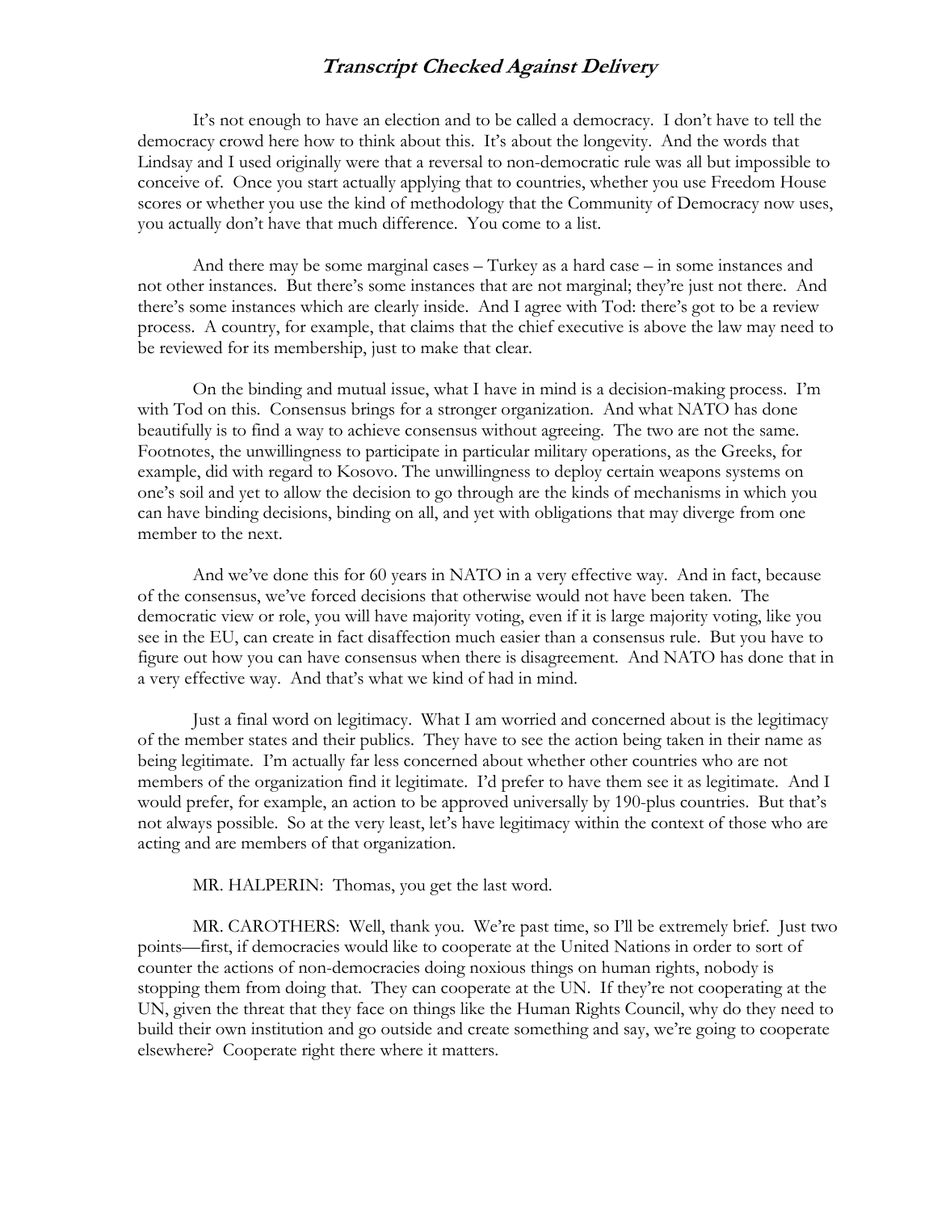It's not enough to have an election and to be called a democracy. I don't have to tell the democracy crowd here how to think about this. It's about the longevity. And the words that Lindsay and I used originally were that a reversal to non-democratic rule was all but impossible to conceive of. Once you start actually applying that to countries, whether you use Freedom House scores or whether you use the kind of methodology that the Community of Democracy now uses, you actually don't have that much difference. You come to a list.

And there may be some marginal cases – Turkey as a hard case – in some instances and not other instances. But there's some instances that are not marginal; they're just not there. And there's some instances which are clearly inside. And I agree with Tod: there's got to be a review process. A country, for example, that claims that the chief executive is above the law may need to be reviewed for its membership, just to make that clear.

On the binding and mutual issue, what I have in mind is a decision-making process. I'm with Tod on this. Consensus brings for a stronger organization. And what NATO has done beautifully is to find a way to achieve consensus without agreeing. The two are not the same. Footnotes, the unwillingness to participate in particular military operations, as the Greeks, for example, did with regard to Kosovo. The unwillingness to deploy certain weapons systems on one's soil and yet to allow the decision to go through are the kinds of mechanisms in which you can have binding decisions, binding on all, and yet with obligations that may diverge from one member to the next.

And we've done this for 60 years in NATO in a very effective way. And in fact, because of the consensus, we've forced decisions that otherwise would not have been taken. The democratic view or role, you will have majority voting, even if it is large majority voting, like you see in the EU, can create in fact disaffection much easier than a consensus rule. But you have to figure out how you can have consensus when there is disagreement. And NATO has done that in a very effective way. And that's what we kind of had in mind.

Just a final word on legitimacy. What I am worried and concerned about is the legitimacy of the member states and their publics. They have to see the action being taken in their name as being legitimate. I'm actually far less concerned about whether other countries who are not members of the organization find it legitimate. I'd prefer to have them see it as legitimate. And I would prefer, for example, an action to be approved universally by 190-plus countries. But that's not always possible. So at the very least, let's have legitimacy within the context of those who are acting and are members of that organization.

MR. HALPERIN: Thomas, you get the last word.

MR. CAROTHERS: Well, thank you. We're past time, so I'll be extremely brief. Just two points—first, if democracies would like to cooperate at the United Nations in order to sort of counter the actions of non-democracies doing noxious things on human rights, nobody is stopping them from doing that. They can cooperate at the UN. If they're not cooperating at the UN, given the threat that they face on things like the Human Rights Council, why do they need to build their own institution and go outside and create something and say, we're going to cooperate elsewhere? Cooperate right there where it matters.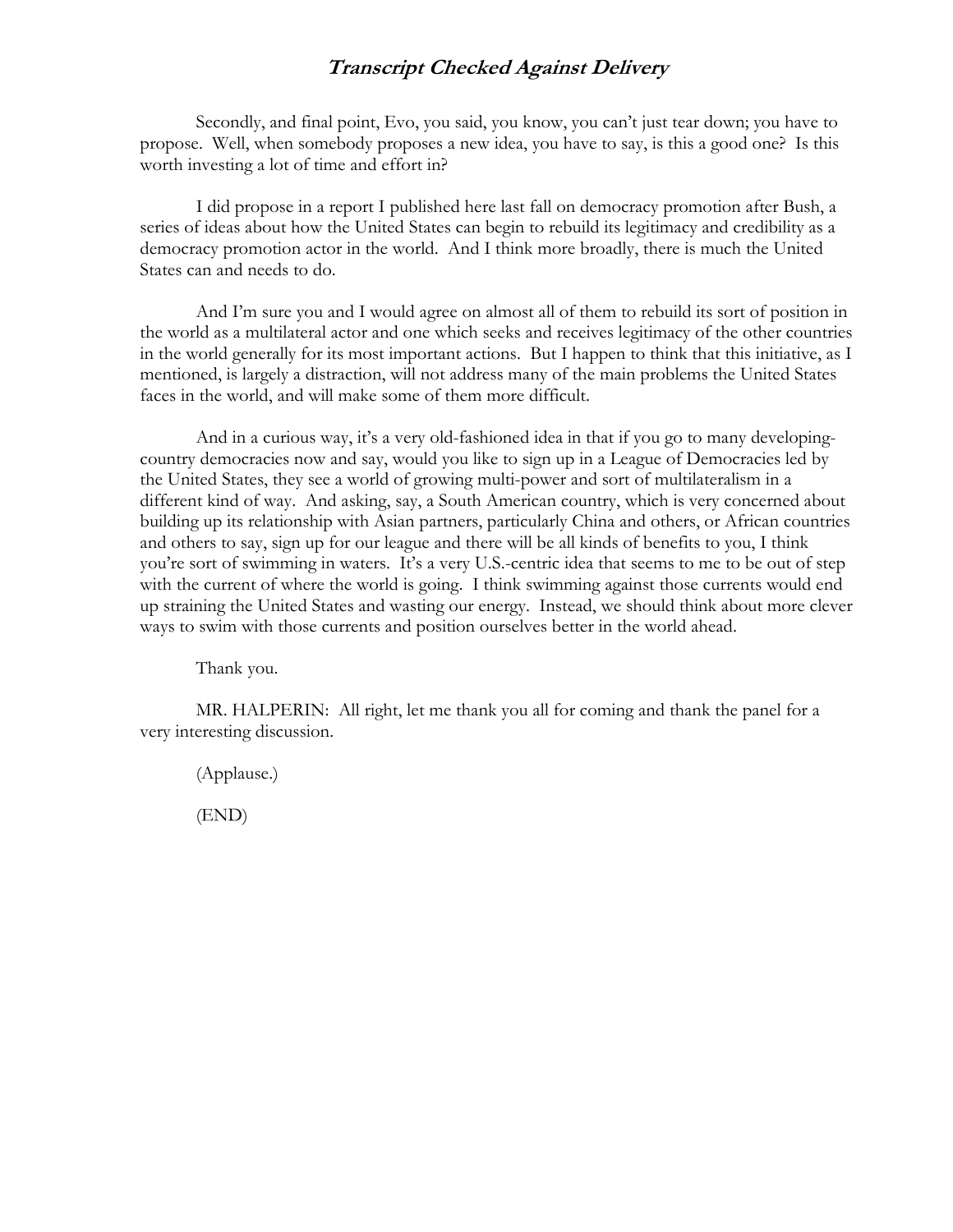Secondly, and final point, Evo, you said, you know, you can't just tear down; you have to propose. Well, when somebody proposes a new idea, you have to say, is this a good one? Is this worth investing a lot of time and effort in?

I did propose in a report I published here last fall on democracy promotion after Bush, a series of ideas about how the United States can begin to rebuild its legitimacy and credibility as a democracy promotion actor in the world. And I think more broadly, there is much the United States can and needs to do.

And I'm sure you and I would agree on almost all of them to rebuild its sort of position in the world as a multilateral actor and one which seeks and receives legitimacy of the other countries in the world generally for its most important actions. But I happen to think that this initiative, as I mentioned, is largely a distraction, will not address many of the main problems the United States faces in the world, and will make some of them more difficult.

And in a curious way, it's a very old-fashioned idea in that if you go to many developing-country democracies now and say, would you like to sign up in a League of Democracies led by the United States, they see a world of growing multi-power and sort of multilateralism in a different kind of way. And asking, say, a South American country, which is very concerned about building up its relationship with Asian partners, particularly China and others, or African countries and others to say, sign up for our league and there will be all kinds of benefits to you, I think you're sort of swimming in waters. It's a very U.S.-centric idea that seems to me to be out of step with the current of where the world is going. I think swimming against those currents would end up straining the United States and wasting our energy. Instead, we should think about more clever ways to swim with those currents and position ourselves better in the world ahead.

Thank you.

MR. HALPERIN: All right, let me thank you all for coming and thank the panel for a very interesting discussion.

(Applause.)

(END)